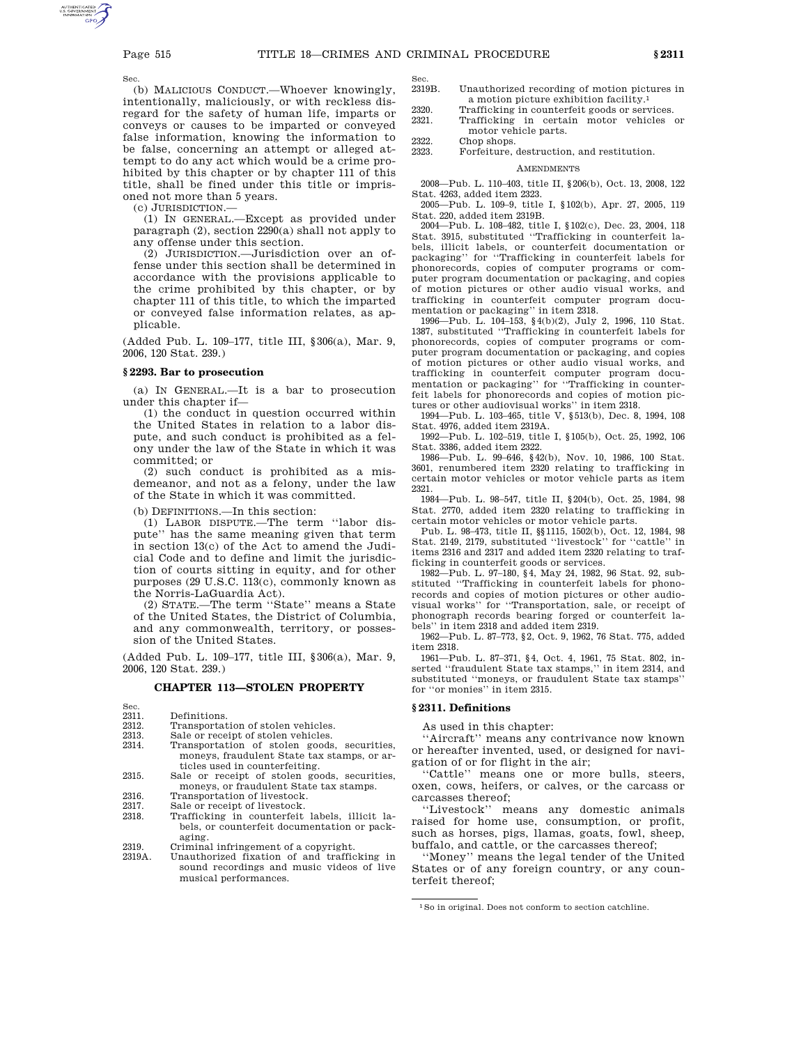(b) MALICIOUS CONDUCT.—Whoever knowingly, intentionally, maliciously, or with reckless disregard for the safety of human life, imparts or conveys or causes to be imparted or conveyed false information, knowing the information to be false, concerning an attempt or alleged attempt to do any act which would be a crime prohibited by this chapter or by chapter 111 of this title, shall be fined under this title or imprisoned not more than 5 years.

(c) JURISDICTION.—

(1) IN GENERAL.—Except as provided under paragraph (2), section 2290(a) shall not apply to any offense under this section.

(2) JURISDICTION.—Jurisdiction over an offense under this section shall be determined in accordance with the provisions applicable to the crime prohibited by this chapter, or by chapter 111 of this title, to which the imparted or conveyed false information relates, as applicable.

(Added Pub. L. 109–177, title III, §306(a), Mar. 9, 2006, 120 Stat. 239.)

### §2293. Bar to prosecution

(a) IN GENERAL.—It is a bar to prosecution under this chapter if—

(1) the conduct in question occurred within the United States in relation to a labor dispute, and such conduct is prohibited as a felony under the law of the State in which it was committed; or

(2) such conduct is prohibited as a misdemeanor, and not as a felony, under the law of the State in which it was committed.

(b) DEFINITIONS.—In this section:

(1) LABOR DISPUTE.—The term ''labor dispute'' has the same meaning given that term in section 13(c) of the Act to amend the Judicial Code and to define and limit the jurisdiction of courts sitting in equity, and for other purposes (29 U.S.C. 113(c), commonly known as the Norris-LaGuardia Act).

(2) STATE.—The term ''State'' means a State of the United States, the District of Columbia, and any commonwealth, territory, or possession of the United States.

(Added Pub. L. 109–177, title III, §306(a), Mar. 9, 2006, 120 Stat. 239.)

## CHAPTER 113—STOLEN PROPERTY

| Sec. | |
|---|---|
| 2311. | Definitions. |
| 2312. | Transportation of stolen vehicles. |
| 2313. | Sale or receipt of stolen vehicles. |
| 2314. | Transportation of stolen goods, securities, moneys, fraudulent State tax stamps, or articles used in counterfeiting. |
| 2315. | Sale or receipt of stolen goods, securities, moneys, or fraudulent State tax stamps. |
| 2316. | Transportation of livestock. |
| 2317. | Sale or receipt of livestock. |
| 2318. | Trafficking in counterfeit labels, illicit labels, or counterfeit documentation or packaging. |
| 2319. | Criminal infringement of a copyright. |
| 2319A. | Unauthorized fixation of and trafficking in sound recordings and music videos of live musical performances. |
| 2319B. | Unauthorized recording of motion pictures in a motion picture exhibition facility.[1] |
| 2320. | Trafficking in counterfeit goods or services. |
| 2321. | Trafficking in certain motor vehicles or motor vehicle parts. |
| 2322. | Chop shops. |
| 2323. | Forfeiture, destruction, and restitution. |

AMENDMENTS

2008—Pub. L. 110–403, title II, §206(b), Oct. 13, 2008, 122 Stat. 4263, added item 2323.

2005—Pub. L. 109–9, title I, §102(b), Apr. 27, 2005, 119 Stat. 220, added item 2319B.

2004—Pub. L. 108–482, title I, §102(c), Dec. 23, 2004, 118 Stat. 3915, substituted ''Trafficking in counterfeit labels, illicit labels, or counterfeit documentation or packaging'' for ''Trafficking in counterfeit labels for phonorecords, copies of computer programs or computer program documentation or packaging, and copies of motion pictures or other audio visual works, and trafficking in counterfeit computer program documentation or packaging'' in item 2318.

1996—Pub. L. 104–153, §4(b)(2), July 2, 1996, 110 Stat. 1387, substituted ''Trafficking in counterfeit labels for phonorecords, copies of computer programs or computer program documentation or packaging, and copies of motion pictures or other audio visual works, and trafficking in counterfeit computer program documentation or packaging'' for ''Trafficking in counterfeit labels for phonorecords and copies of motion pictures or other audiovisual works'' in item 2318.

1994—Pub. L. 103–465, title V, §513(b), Dec. 8, 1994, 108 Stat. 4976, added item 2319A.

1992—Pub. L. 102–519, title I, §105(b), Oct. 25, 1992, 106 Stat. 3386, added item 2322.

1986—Pub. L. 99–646, §42(b), Nov. 10, 1986, 100 Stat. 3601, renumbered item 2320 relating to trafficking in certain motor vehicles or motor vehicle parts as item 2321.

1984—Pub. L. 98–547, title II, §204(b), Oct. 25, 1984, 98 Stat. 2770, added item 2320 relating to trafficking in certain motor vehicles or motor vehicle parts.

Pub. L. 98–473, title II, §§1115, 1502(b), Oct. 12, 1984, 98 Stat. 2149, 2179, substituted ''livestock'' for ''cattle'' in items 2316 and 2317 and added item 2320 relating to trafficking in counterfeit goods or services.

1982—Pub. L. 97–180, §4, May 24, 1982, 96 Stat. 92, substituted ''Trafficking in counterfeit labels for phonorecords and copies of motion pictures or other audiovisual works'' for ''Transportation, sale, or receipt of phonograph records bearing forged or counterfeit labels'' in item 2318 and added item 2319.

1962—Pub. L. 87–773, §2, Oct. 9, 1962, 76 Stat. 775, added item 2318.

1961—Pub. L. 87–371, §4, Oct. 4, 1961, 75 Stat. 802, inserted ''fraudulent State tax stamps,'' in item 2314, and substituted ''moneys, or fraudulent State tax stamps'' for ''or monies'' in item 2315.

### §2311. Definitions

As used in this chapter:

''Aircraft'' means any contrivance now known or hereafter invented, used, or designed for navigation of or for flight in the air;

''Cattle'' means one or more bulls, steers, oxen, cows, heifers, or calves, or the carcass or carcasses thereof;

''Livestock'' means any domestic animals raised for home use, consumption, or profit, such as horses, pigs, llamas, goats, fowl, sheep, buffalo, and cattle, or the carcasses thereof;

''Money'' means the legal tender of the United States or of any foreign country, or any counterfeit thereof;

[1] So in original. Does not conform to section catchline.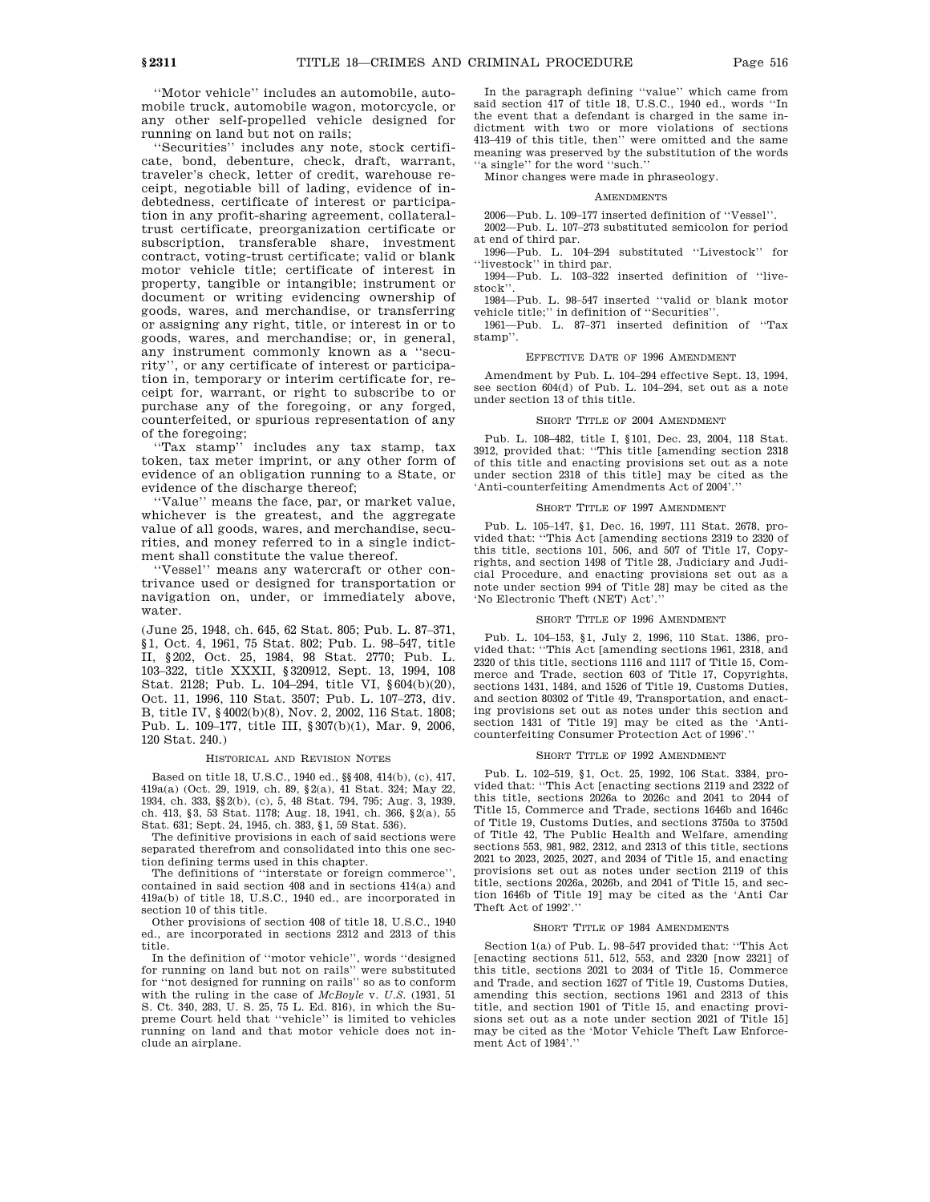"Motor vehicle" includes an automobile, automobile truck, automobile wagon, motorcycle, or any other self-propelled vehicle designed for running on land but not on rails;

"Securities" includes any note, stock certificate, bond, debenture, check, draft, warrant, traveler's check, letter of credit, warehouse receipt, negotiable bill of lading, evidence of indebtedness, certificate of interest or participation in any profit-sharing agreement, collateral-trust certificate, preorganization certificate or subscription, transferable share, investment contract, voting-trust certificate; valid or blank motor vehicle title; certificate of interest in property, tangible or intangible; instrument or document or writing evidencing ownership of goods, wares, and merchandise, or transferring or assigning any right, title, or interest in or to goods, wares, and merchandise; or, in general, any instrument commonly known as a "security", or any certificate of interest or participation in, temporary or interim certificate for, receipt for, warrant, or right to subscribe to or purchase any of the foregoing, or any forged, counterfeited, or spurious representation of any of the foregoing;

"Tax stamp" includes any tax stamp, tax token, tax meter imprint, or any other form of evidence of an obligation running to a State, or evidence of the discharge thereof;

"Value" means the face, par, or market value, whichever is the greatest, and the aggregate value of all goods, wares, and merchandise, securities, and money referred to in a single indictment shall constitute the value thereof.

"Vessel" means any watercraft or other contrivance used or designed for transportation or navigation on, under, or immediately above, water.

(June 25, 1948, ch. 645, 62 Stat. 805; Pub. L. 87–371, §1, Oct. 4, 1961, 75 Stat. 802; Pub. L. 98–547, title II, §202, Oct. 25, 1984, 98 Stat. 2770; Pub. L. 103–322, title XXXII, §320912, Sept. 13, 1994, 108 Stat. 2128; Pub. L. 104–294, title VI, §604(b)(20), Oct. 11, 1996, 110 Stat. 3507; Pub. L. 107–273, div. B, title IV, §4002(b)(8), Nov. 2, 2002, 116 Stat. 1808; Pub. L. 109–177, title III, §307(b)(1), Mar. 9, 2006, 120 Stat. 240.)

###### HISTORICAL AND REVISION NOTES

Based on title 18, U.S.C., 1940 ed., §§408, 414(b), (c), 417, 419a(a) (Oct. 29, 1919, ch. 89, §2(a), 41 Stat. 324; May 22, 1934, ch. 333, §§2(b), (c), 5, 48 Stat. 794, 795; Aug. 3, 1939, ch. 413, §3, 53 Stat. 1178; Aug. 18, 1941, ch. 366, §2(a), 55 Stat. 631; Sept. 24, 1945, ch. 383, §1, 59 Stat. 536).

The definitive provisions in each of said sections were separated therefrom and consolidated into this one section defining terms used in this chapter.

The definitions of "interstate or foreign commerce", contained in said section 408 and in sections 414(a) and 419a(b) of title 18, U.S.C., 1940 ed., are incorporated in section 10 of this title.

Other provisions of section 408 of title 18, U.S.C., 1940 ed., are incorporated in sections 2312 and 2313 of this title.

In the definition of "motor vehicle", words "designed for running on land but not on rails" were substituted for "not designed for running on rails" so as to conform with the ruling in the case of *McBoyle* v. *U.S.* (1931, 51 S. Ct. 340, 283, U. S. 25, 75 L. Ed. 816), in which the Supreme Court held that "vehicle" is limited to vehicles running on land and that motor vehicle does not include an airplane.

In the paragraph defining "value" which came from said section 417 of title 18, U.S.C., 1940 ed., words "In the event that a defendant is charged in the same indictment with two or more violations of sections 413–419 of this title, then" were omitted and the same meaning was preserved by the substitution of the words "a single" for the word "such."

Minor changes were made in phraseology.

###### AMENDMENTS

2006—Pub. L. 109–177 inserted definition of "Vessel".

2002—Pub. L. 107–273 substituted semicolon for period at end of third par.

1996—Pub. L. 104–294 substituted "Livestock" for "livestock" in third par.

1994—Pub. L. 103–322 inserted definition of "livestock".

1984—Pub. L. 98–547 inserted "valid or blank motor vehicle title;" in definition of "Securities".

1961—Pub. L. 87–371 inserted definition of "Tax stamp".

###### EFFECTIVE DATE OF 1996 AMENDMENT

Amendment by Pub. L. 104–294 effective Sept. 13, 1994, see section 604(d) of Pub. L. 104–294, set out as a note under section 13 of this title.

###### SHORT TITLE OF 2004 AMENDMENT

Pub. L. 108–482, title I, §101, Dec. 23, 2004, 118 Stat. 3912, provided that: "This title [amending section 2318 of this title and enacting provisions set out as a note under section 2318 of this title] may be cited as the 'Anti-counterfeiting Amendments Act of 2004'."

###### SHORT TITLE OF 1997 AMENDMENT

Pub. L. 105–147, §1, Dec. 16, 1997, 111 Stat. 2678, provided that: "This Act [amending sections 2319 to 2320 of this title, sections 101, 506, and 507 of Title 17, Copyrights, and section 1498 of Title 28, Judiciary and Judicial Procedure, and enacting provisions set out as a note under section 994 of Title 28] may be cited as the 'No Electronic Theft (NET) Act'."

###### SHORT TITLE OF 1996 AMENDMENT

Pub. L. 104–153, §1, July 2, 1996, 110 Stat. 1386, provided that: "This Act [amending sections 1961, 2318, and 2320 of this title, sections 1116 and 1117 of Title 15, Commerce and Trade, section 603 of Title 17, Copyrights, sections 1431, 1484, and 1526 of Title 19, Customs Duties, and section 80302 of Title 49, Transportation, and enacting provisions set out as notes under this section and section 1431 of Title 19] may be cited as the 'Anticounterfeiting Consumer Protection Act of 1996'."

###### SHORT TITLE OF 1992 AMENDMENT

Pub. L. 102–519, §1, Oct. 25, 1992, 106 Stat. 3384, provided that: "This Act [enacting sections 2119 and 2322 of this title, sections 2026a to 2026c and 2041 to 2044 of Title 15, Commerce and Trade, sections 1646b and 1646c of Title 19, Customs Duties, and sections 3750a to 3750d of Title 42, The Public Health and Welfare, amending sections 553, 981, 982, 2312, and 2313 of this title, sections 2021 to 2023, 2025, 2027, and 2034 of Title 15, and enacting provisions set out as notes under section 2119 of this title, sections 2026a, 2026b, and 2041 of Title 15, and section 1646b of Title 19] may be cited as the 'Anti Car Theft Act of 1992'."

###### SHORT TITLE OF 1984 AMENDMENTS

Section 1(a) of Pub. L. 98–547 provided that: "This Act [enacting sections 511, 512, 553, and 2320 [now 2321] of this title, sections 2021 to 2034 of Title 15, Commerce and Trade, and section 1627 of Title 19, Customs Duties, amending this section, sections 1961 and 2313 of this title, and section 1901 of Title 15, and enacting provisions set out as a note under section 2021 of Title 15] may be cited as the 'Motor Vehicle Theft Law Enforcement Act of 1984'."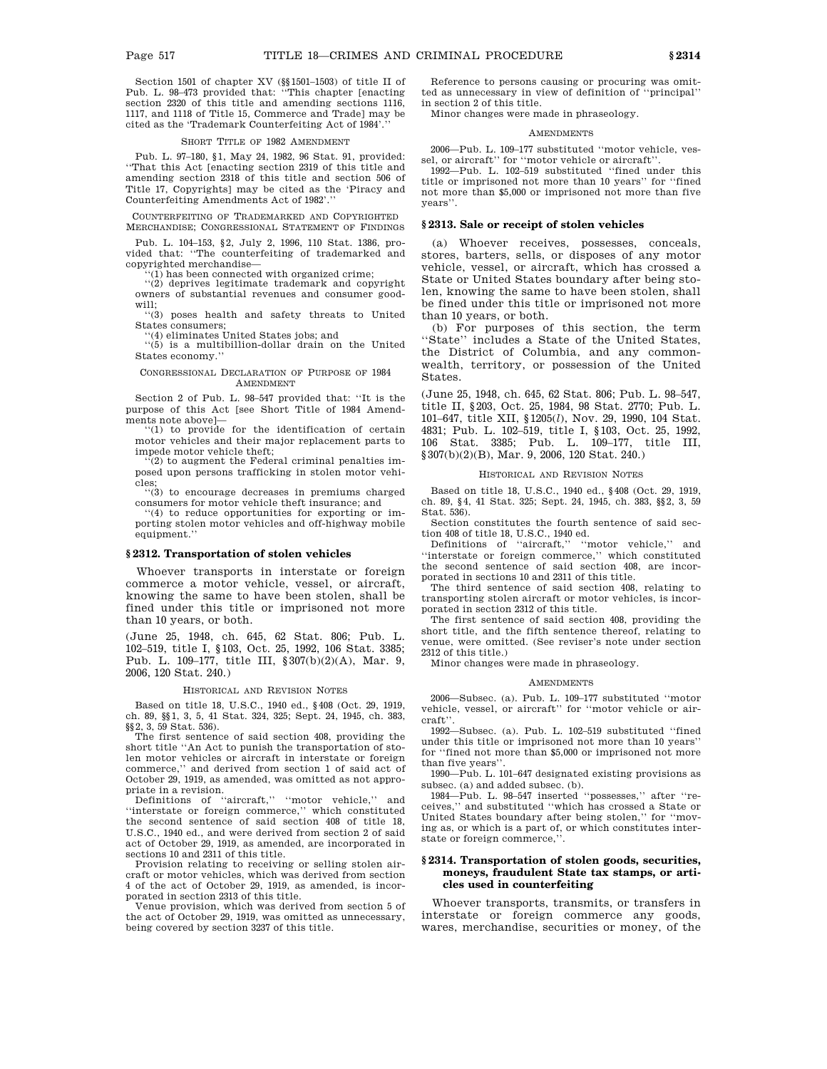Section 1501 of chapter XV (§§1501–1503) of title II of Pub. L. 98–473 provided that: "This chapter [enacting section 2320 of this title and amending sections 1116, 1117, and 1118 of Title 15, Commerce and Trade] may be cited as the 'Trademark Counterfeiting Act of 1984'."

SHORT TITLE OF 1982 AMENDMENT

Pub. L. 97–180, §1, May 24, 1982, 96 Stat. 91, provided: "That this Act [enacting section 2319 of this title and amending section 2318 of this title and section 506 of Title 17, Copyrights] may be cited as the 'Piracy and Counterfeiting Amendments Act of 1982'."

COUNTERFEITING OF TRADEMARKED AND COPYRIGHTED MERCHANDISE; CONGRESSIONAL STATEMENT OF FINDINGS

Pub. L. 104–153, §2, July 2, 1996, 110 Stat. 1386, provided that: "The counterfeiting of trademarked and copyrighted merchandise—

"(1) has been connected with organized crime;

"(2) deprives legitimate trademark and copyright owners of substantial revenues and consumer goodwill;

"(3) poses health and safety threats to United States consumers;

"(4) eliminates United States jobs; and

"(5) is a multibillion-dollar drain on the United States economy."

CONGRESSIONAL DECLARATION OF PURPOSE OF 1984 AMENDMENT

Section 2 of Pub. L. 98–547 provided that: "It is the purpose of this Act [see Short Title of 1984 Amendments note above]—

"(1) to provide for the identification of certain motor vehicles and their major replacement parts to impede motor vehicle theft;

"(2) to augment the Federal criminal penalties imposed upon persons trafficking in stolen motor vehicles;

"(3) to encourage decreases in premiums charged consumers for motor vehicle theft insurance; and

"(4) to reduce opportunities for exporting or importing stolen motor vehicles and off-highway mobile equipment."

## §2312. Transportation of stolen vehicles

Whoever transports in interstate or foreign commerce a motor vehicle, vessel, or aircraft, knowing the same to have been stolen, shall be fined under this title or imprisoned not more than 10 years, or both.

(June 25, 1948, ch. 645, 62 Stat. 806; Pub. L. 102–519, title I, §103, Oct. 25, 1992, 106 Stat. 3385; Pub. L. 109–177, title III, §307(b)(2)(A), Mar. 9, 2006, 120 Stat. 240.)

HISTORICAL AND REVISION NOTES

Based on title 18, U.S.C., 1940 ed., §408 (Oct. 29, 1919, ch. 89, §§1, 3, 5, 41 Stat. 324, 325; Sept. 24, 1945, ch. 383, §§2, 3, 59 Stat. 536).

The first sentence of said section 408, providing the short title "An Act to punish the transportation of stolen motor vehicles or aircraft in interstate or foreign commerce," and derived from section 1 of said act of October 29, 1919, as amended, was omitted as not appropriate in a revision.

Definitions of "aircraft," "motor vehicle," and "interstate or foreign commerce," which constituted the second sentence of said section 408 of title 18, U.S.C., 1940 ed., and were derived from section 2 of said act of October 29, 1919, as amended, are incorporated in sections 10 and 2311 of this title.

Provision relating to receiving or selling stolen aircraft or motor vehicles, which was derived from section 4 of the act of October 29, 1919, as amended, is incorporated in section 2313 of this title.

Venue provision, which was derived from section 5 of the act of October 29, 1919, was omitted as unnecessary, being covered by section 3237 of this title.

Reference to persons causing or procuring was omitted as unnecessary in view of definition of "principal" in section 2 of this title.

Minor changes were made in phraseology.

AMENDMENTS

2006—Pub. L. 109–177 substituted "motor vehicle, vessel, or aircraft" for "motor vehicle or aircraft".

1992—Pub. L. 102–519 substituted "fined under this title or imprisoned not more than 10 years" for "fined not more than $5,000 or imprisoned not more than five years".

## §2313. Sale or receipt of stolen vehicles

(a) Whoever receives, possesses, conceals, stores, barters, sells, or disposes of any motor vehicle, vessel, or aircraft, which has crossed a State or United States boundary after being stolen, knowing the same to have been stolen, shall be fined under this title or imprisoned not more than 10 years, or both.

(b) For purposes of this section, the term "State" includes a State of the United States, the District of Columbia, and any commonwealth, territory, or possession of the United States.

(June 25, 1948, ch. 645, 62 Stat. 806; Pub. L. 98–547, title II, §203, Oct. 25, 1984, 98 Stat. 2770; Pub. L. 101–647, title XII, §1205(*l*), Nov. 29, 1990, 104 Stat. 4831; Pub. L. 102–519, title I, §103, Oct. 25, 1992, 106 Stat. 3385; Pub. L. 109–177, title III, §307(b)(2)(B), Mar. 9, 2006, 120 Stat. 240.)

HISTORICAL AND REVISION NOTES

Based on title 18, U.S.C., 1940 ed., §408 (Oct. 29, 1919, ch. 89, §4, 41 Stat. 325; Sept. 24, 1945, ch. 383, §§2, 3, 59 Stat. 536).

Section constitutes the fourth sentence of said section 408 of title 18, U.S.C., 1940 ed.

Definitions of "aircraft," "motor vehicle," and "interstate or foreign commerce," which constituted the second sentence of said section 408, are incorporated in sections 10 and 2311 of this title.

The third sentence of said section 408, relating to transporting stolen aircraft or motor vehicles, is incorporated in section 2312 of this title.

The first sentence of said section 408, providing the short title, and the fifth sentence thereof, relating to venue, were omitted. (See reviser's note under section 2312 of this title.)

Minor changes were made in phraseology.

AMENDMENTS

2006—Subsec. (a). Pub. L. 109–177 substituted "motor vehicle, vessel, or aircraft" for "motor vehicle or aircraft".

1992—Subsec. (a). Pub. L. 102–519 substituted "fined under this title or imprisoned not more than 10 years" for "fined not more than $5,000 or imprisoned not more than five years".

1990—Pub. L. 101–647 designated existing provisions as subsec. (a) and added subsec. (b).

1984—Pub. L. 98–547 inserted "possesses," after "receives," and substituted "which has crossed a State or United States boundary after being stolen," for "moving as, or which is a part of, or which constitutes interstate or foreign commerce,".

## §2314. Transportation of stolen goods, securities, moneys, fraudulent State tax stamps, or articles used in counterfeiting

Whoever transports, transmits, or transfers in interstate or foreign commerce any goods, wares, merchandise, securities or money, of the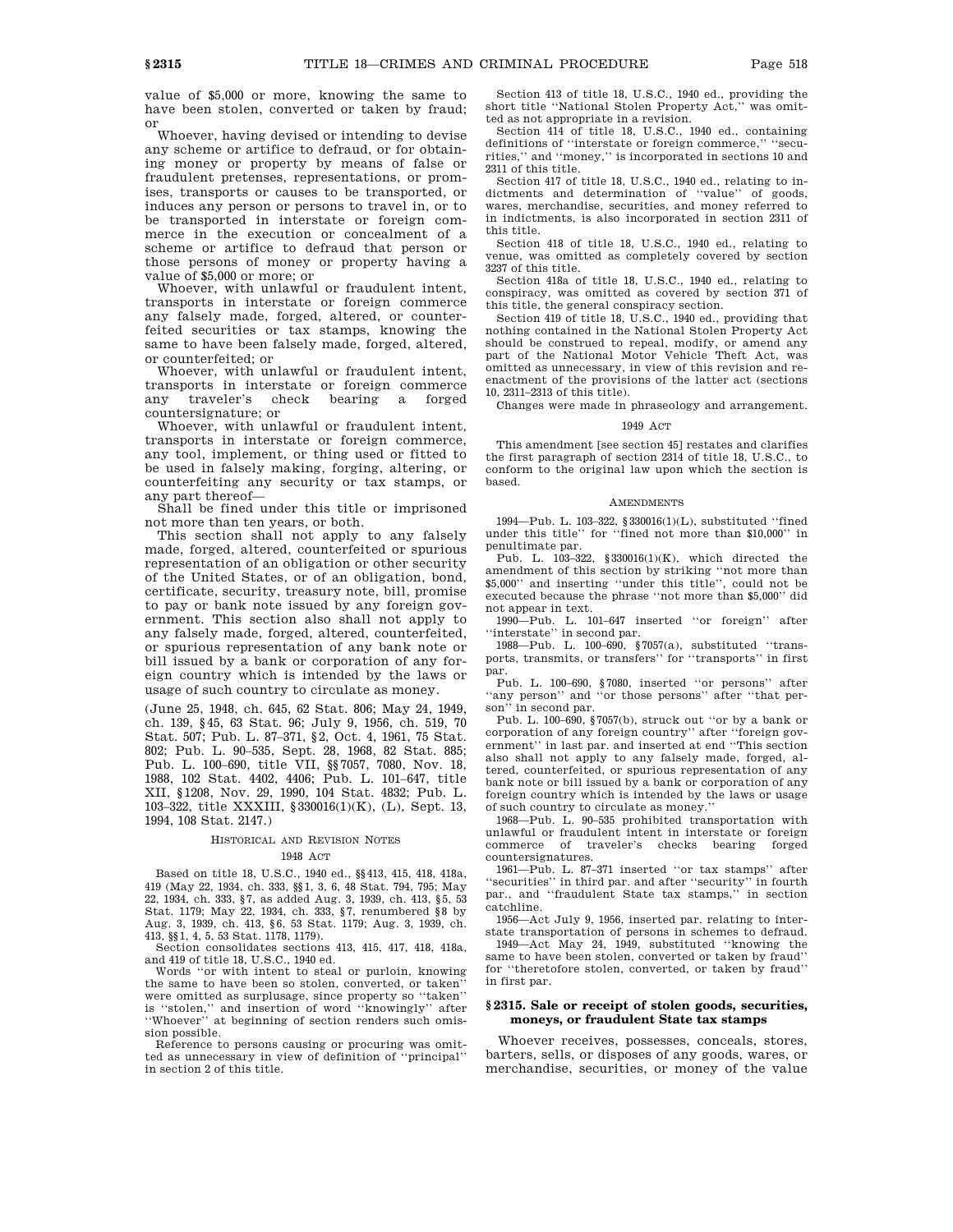value of $5,000 or more, knowing the same to have been stolen, converted or taken by fraud; or

Whoever, having devised or intending to devise any scheme or artifice to defraud, or for obtaining money or property by means of false or fraudulent pretenses, representations, or promises, transports or causes to be transported, or induces any person or persons to travel in, or to be transported in interstate or foreign commerce in the execution or concealment of a scheme or artifice to defraud that person or those persons of money or property having a value of $5,000 or more; or

Whoever, with unlawful or fraudulent intent, transports in interstate or foreign commerce any falsely made, forged, altered, or counterfeited securities or tax stamps, knowing the same to have been falsely made, forged, altered, or counterfeited; or

Whoever, with unlawful or fraudulent intent, transports in interstate or foreign commerce any traveler's check bearing a forged countersignature; or

Whoever, with unlawful or fraudulent intent, transports in interstate or foreign commerce, any tool, implement, or thing used or fitted to be used in falsely making, forging, altering, or counterfeiting any security or tax stamps, or any part thereof—

Shall be fined under this title or imprisoned not more than ten years, or both.

This section shall not apply to any falsely made, forged, altered, counterfeited or spurious representation of an obligation or other security of the United States, or of an obligation, bond, certificate, security, treasury note, bill, promise to pay or bank note issued by any foreign government. This section also shall not apply to any falsely made, forged, altered, counterfeited, or spurious representation of any bank note or bill issued by a bank or corporation of any foreign country which is intended by the laws or usage of such country to circulate as money.

(June 25, 1948, ch. 645, 62 Stat. 806; May 24, 1949, ch. 139, §45, 63 Stat. 96; July 9, 1956, ch. 519, 70 Stat. 507; Pub. L. 87–371, §2, Oct. 4, 1961, 75 Stat. 802; Pub. L. 90–535, Sept. 28, 1968, 82 Stat. 885; Pub. L. 100–690, title VII, §§7057, 7080, Nov. 18, 1988, 102 Stat. 4402, 4406; Pub. L. 101–647, title XII, §1208, Nov. 29, 1990, 104 Stat. 4832; Pub. L. 103–322, title XXXIII, §330016(1)(K), (L), Sept. 13, 1994, 108 Stat. 2147.)

HISTORICAL AND REVISION NOTES

1948 ACT

Based on title 18, U.S.C., 1940 ed., §§413, 415, 418, 418a, 419 (May 22, 1934, ch. 333, §§1, 3, 6, 48 Stat. 794, 795; May 22, 1934, ch. 333, §7, as added Aug. 3, 1939, ch. 413, §5, 53 Stat. 1179; May 22, 1934, ch. 333, §7, renumbered §8 by Aug. 3, 1939, ch. 413, §6, 53 Stat. 1179; Aug. 3, 1939, ch. 413, §§1, 4, 5, 53 Stat. 1178, 1179).

Section consolidates sections 413, 415, 417, 418, 418a, and 419 of title 18, U.S.C., 1940 ed.

Words "or with intent to steal or purloin, knowing the same to have been so stolen, converted, or taken" were omitted as surplusage, since property so "taken" is "stolen," and insertion of word "knowingly" after "Whoever" at beginning of section renders such omission possible.

Reference to persons causing or procuring was omitted as unnecessary in view of definition of "principal" in section 2 of this title.

Section 413 of title 18, U.S.C., 1940 ed., providing the short title "National Stolen Property Act," was omitted as not appropriate in a revision.

Section 414 of title 18, U.S.C., 1940 ed., containing definitions of "interstate or foreign commerce," "securities," and "money," is incorporated in sections 10 and 2311 of this title.

Section 417 of title 18, U.S.C., 1940 ed., relating to indictments and determination of "value" of goods, wares, merchandise, securities, and money referred to in indictments, is also incorporated in section 2311 of this title.

Section 418 of title 18, U.S.C., 1940 ed., relating to venue, was omitted as completely covered by section 3237 of this title.

Section 418a of title 18, U.S.C., 1940 ed., relating to conspiracy, was omitted as covered by section 371 of this title, the general conspiracy section.

Section 419 of title 18, U.S.C., 1940 ed., providing that nothing contained in the National Stolen Property Act should be construed to repeal, modify, or amend any part of the National Motor Vehicle Theft Act, was omitted as unnecessary, in view of this revision and reenactment of the provisions of the latter act (sections 10, 2311–2313 of this title).

Changes were made in phraseology and arrangement.

1949 ACT

This amendment [see section 45] restates and clarifies the first paragraph of section 2314 of title 18, U.S.C., to conform to the original law upon which the section is based.

AMENDMENTS

1994—Pub. L. 103–322, §330016(1)(L), substituted "fined under this title" for "fined not more than $10,000" in penultimate par.

Pub. L. 103–322, §330016(1)(K), which directed the amendment of this section by striking "not more than $5,000" and inserting "under this title", could not be executed because the phrase "not more than $5,000" did not appear in text.

1990—Pub. L. 101–647 inserted "or foreign" after "interstate" in second par.

1988—Pub. L. 100–690, §7057(a), substituted "transports, transmits, or transfers" for "transports" in first par.

Pub. L. 100–690, §7080, inserted "or persons" after "any person" and "or those persons" after "that person" in second par.

Pub. L. 100–690, §7057(b), struck out "or by a bank or corporation of any foreign country" after "foreign government" in last par. and inserted at end "This section also shall not apply to any falsely made, forged, altered, counterfeited, or spurious representation of any bank note or bill issued by a bank or corporation of any foreign country which is intended by the laws or usage of such country to circulate as money."

1968—Pub. L. 90–535 prohibited transportation with unlawful or fraudulent intent in interstate or foreign commerce of traveler's checks bearing forged countersignatures.

1961—Pub. L. 87–371 inserted "or tax stamps" after "securities" in third par. and after "security" in fourth par., and "fraudulent State tax stamps," in section catchline.

1956—Act July 9, 1956, inserted par. relating to interstate transportation of persons in schemes to defraud.

1949—Act May 24, 1949, substituted "knowing the same to have been stolen, converted or taken by fraud" for "theretofore stolen, converted, or taken by fraud" in first par.

### §2315. Sale or receipt of stolen goods, securities, moneys, or fraudulent State tax stamps

Whoever receives, possesses, conceals, stores, barters, sells, or disposes of any goods, wares, or merchandise, securities, or money of the value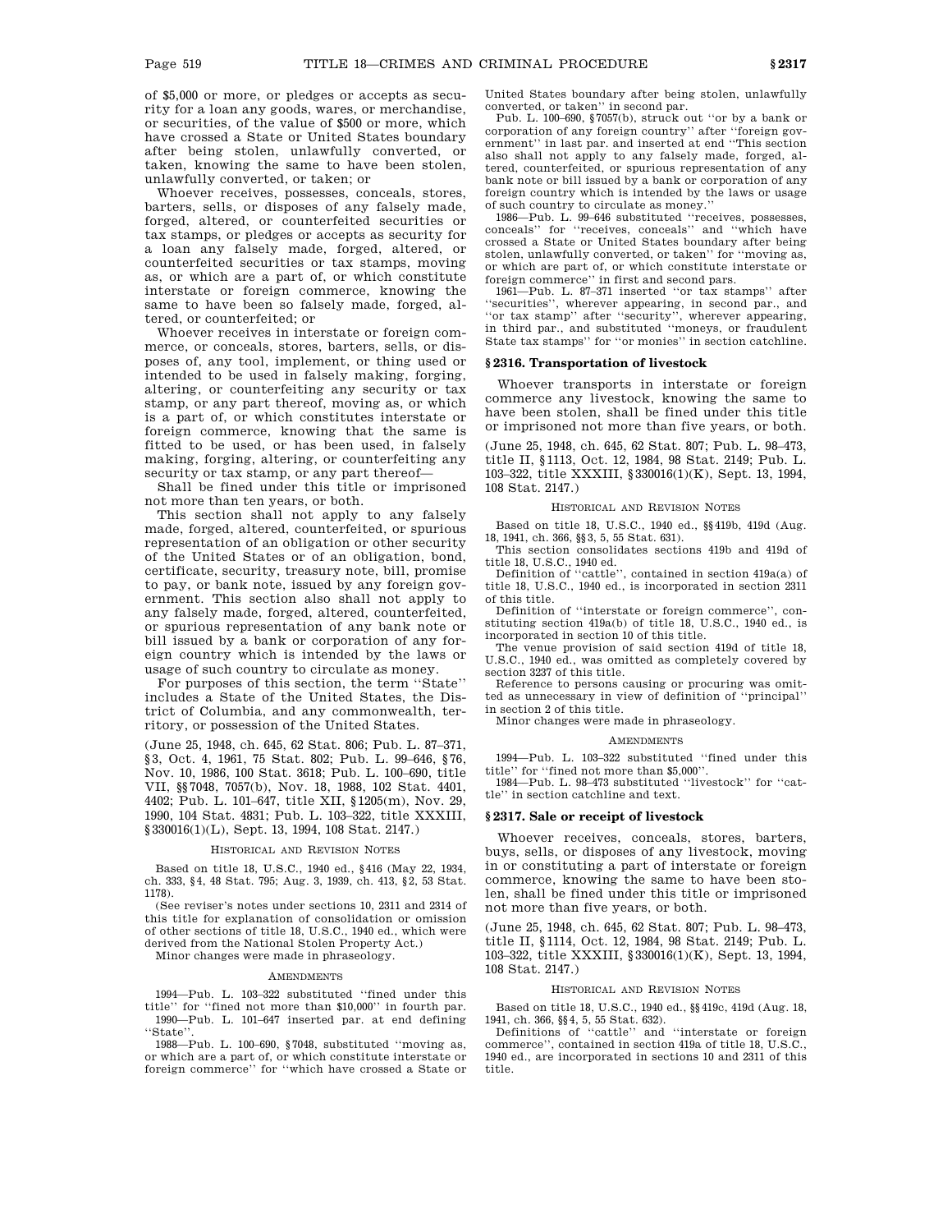of $5,000 or more, or pledges or accepts as security for a loan any goods, wares, or merchandise, or securities, of the value of $500 or more, which have crossed a State or United States boundary after being stolen, unlawfully converted, or taken, knowing the same to have been stolen, unlawfully converted, or taken; or

Whoever receives, possesses, conceals, stores, barters, sells, or disposes of any falsely made, forged, altered, or counterfeited securities or tax stamps, or pledges or accepts as security for a loan any falsely made, forged, altered, or counterfeited securities or tax stamps, moving as, or which are a part of, or which constitute interstate or foreign commerce, knowing the same to have been so falsely made, forged, altered, or counterfeited; or

Whoever receives in interstate or foreign commerce, or conceals, stores, barters, sells, or disposes of, any tool, implement, or thing used or intended to be used in falsely making, forging, altering, or counterfeiting any security or tax stamp, or any part thereof, moving as, or which is a part of, or which constitutes interstate or foreign commerce, knowing that the same is fitted to be used, or has been used, in falsely making, forging, altering, or counterfeiting any security or tax stamp, or any part thereof—

Shall be fined under this title or imprisoned not more than ten years, or both.

This section shall not apply to any falsely made, forged, altered, counterfeited, or spurious representation of an obligation or other security of the United States or of an obligation, bond, certificate, security, treasury note, bill, promise to pay, or bank note, issued by any foreign government. This section also shall not apply to any falsely made, forged, altered, counterfeited, or spurious representation of any bank note or bill issued by a bank or corporation of any foreign country which is intended by the laws or usage of such country to circulate as money.

For purposes of this section, the term "State" includes a State of the United States, the District of Columbia, and any commonwealth, territory, or possession of the United States.

(June 25, 1948, ch. 645, 62 Stat. 806; Pub. L. 87–371, §3, Oct. 4, 1961, 75 Stat. 802; Pub. L. 99–646, §76, Nov. 10, 1986, 100 Stat. 3618; Pub. L. 100–690, title VII, §§7048, 7057(b), Nov. 18, 1988, 102 Stat. 4401, 4402; Pub. L. 101–647, title XII, §1205(m), Nov. 29, 1990, 104 Stat. 4831; Pub. L. 103–322, title XXXIII, §330016(1)(L), Sept. 13, 1994, 108 Stat. 2147.)

HISTORICAL AND REVISION NOTES

Based on title 18, U.S.C., 1940 ed., §416 (May 22, 1934, ch. 333, §4, 48 Stat. 795; Aug. 3, 1939, ch. 413, §2, 53 Stat. 1178).

(See reviser's notes under sections 10, 2311 and 2314 of this title for explanation of consolidation or omission of other sections of title 18, U.S.C., 1940 ed., which were derived from the National Stolen Property Act.)

Minor changes were made in phraseology.

AMENDMENTS

1994—Pub. L. 103–322 substituted "fined under this title" for "fined not more than $10,000" in fourth par.

1990—Pub. L. 101–647 inserted par. at end defining "State".

1988—Pub. L. 100–690, §7048, substituted "moving as, or which are a part of, or which constitute interstate or foreign commerce" for "which have crossed a State or United States boundary after being stolen, unlawfully converted, or taken" in second par.

Pub. L. 100–690, §7057(b), struck out "or by a bank or corporation of any foreign country" after "foreign government" in last par. and inserted at end "This section also shall not apply to any falsely made, forged, altered, counterfeited, or spurious representation of any bank note or bill issued by a bank or corporation of any foreign country which is intended by the laws or usage of such country to circulate as money."

1986—Pub. L. 99–646 substituted "receives, possesses, conceals" for "receives, conceals" and "which have crossed a State or United States boundary after being stolen, unlawfully converted, or taken" for "moving as, or which are part of, or which constitute interstate or foreign commerce" in first and second pars.

1961—Pub. L. 87–371 inserted "or tax stamps" after "securities", wherever appearing, in second par., and "or tax stamp" after "security", wherever appearing, in third par., and substituted "moneys, or fraudulent State tax stamps" for "or monies" in section catchline.

## §2316. Transportation of livestock

Whoever transports in interstate or foreign commerce any livestock, knowing the same to have been stolen, shall be fined under this title or imprisoned not more than five years, or both.

(June 25, 1948, ch. 645, 62 Stat. 807; Pub. L. 98–473, title II, §1113, Oct. 12, 1984, 98 Stat. 2149; Pub. L. 103–322, title XXXIII, §330016(1)(K), Sept. 13, 1994, 108 Stat. 2147.)

HISTORICAL AND REVISION NOTES

Based on title 18, U.S.C., 1940 ed., §§419b, 419d (Aug. 18, 1941, ch. 366, §§3, 5, 55 Stat. 631).

This section consolidates sections 419b and 419d of title 18, U.S.C., 1940 ed.

Definition of "cattle", contained in section 419a(a) of title 18, U.S.C., 1940 ed., is incorporated in section 2311 of this title.

Definition of "interstate or foreign commerce", constituting section 419a(b) of title 18, U.S.C., 1940 ed., is incorporated in section 10 of this title.

The venue provision of said section 419d of title 18, U.S.C., 1940 ed., was omitted as completely covered by section 3237 of this title.

Reference to persons causing or procuring was omitted as unnecessary in view of definition of "principal" in section 2 of this title.

Minor changes were made in phraseology.

AMENDMENTS

1994—Pub. L. 103–322 substituted "fined under this title" for "fined not more than $5,000".

1984—Pub. L. 98–473 substituted "livestock" for "cattle" in section catchline and text.

## §2317. Sale or receipt of livestock

Whoever receives, conceals, stores, barters, buys, sells, or disposes of any livestock, moving in or constituting a part of interstate or foreign commerce, knowing the same to have been stolen, shall be fined under this title or imprisoned not more than five years, or both.

(June 25, 1948, ch. 645, 62 Stat. 807; Pub. L. 98–473, title II, §1114, Oct. 12, 1984, 98 Stat. 2149; Pub. L. 103–322, title XXXIII, §330016(1)(K), Sept. 13, 1994, 108 Stat. 2147.)

HISTORICAL AND REVISION NOTES

Based on title 18, U.S.C., 1940 ed., §§419c, 419d (Aug. 18, 1941, ch. 366, §§4, 5, 55 Stat. 632).

Definitions of "cattle" and "interstate or foreign commerce", contained in section 419a of title 18, U.S.C., 1940 ed., are incorporated in sections 10 and 2311 of this title.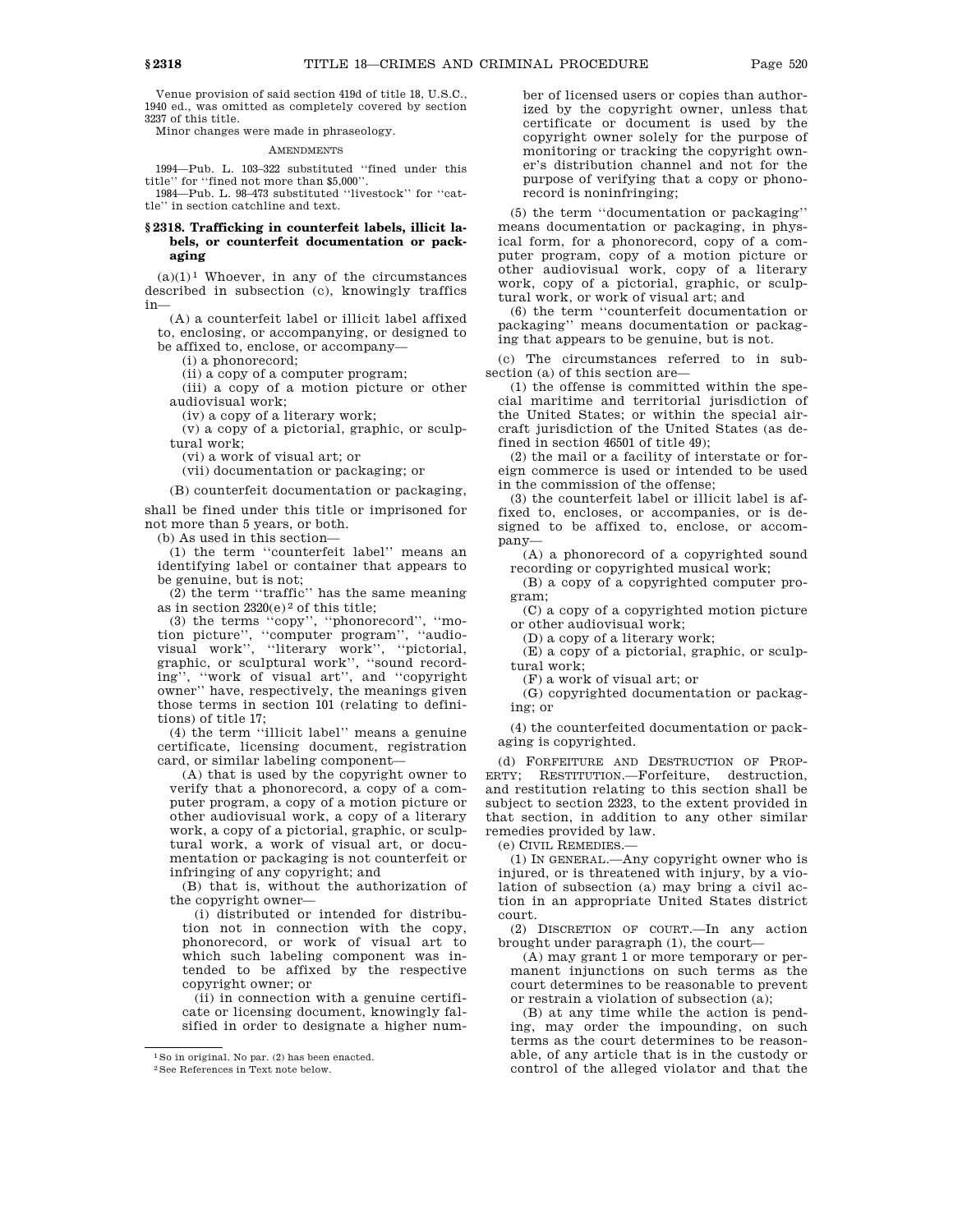Venue provision of said section 419d of title 18, U.S.C., 1940 ed., was omitted as completely covered by section 3237 of this title.

Minor changes were made in phraseology.

AMENDMENTS

1994—Pub. L. 103–322 substituted "fined under this title" for "fined not more than $5,000".

1984—Pub. L. 98–473 substituted "livestock" for "cattle" in section catchline and text.

### § 2318. Trafficking in counterfeit labels, illicit labels, or counterfeit documentation or packaging

(a)(1)[1] Whoever, in any of the circumstances described in subsection (c), knowingly traffics in—

(A) a counterfeit label or illicit label affixed to, enclosing, or accompanying, or designed to be affixed to, enclose, or accompany—

(i) a phonorecord;

(ii) a copy of a computer program;

(iii) a copy of a motion picture or other audiovisual work;

(iv) a copy of a literary work;

(v) a copy of a pictorial, graphic, or sculptural work;

(vi) a work of visual art; or

(vii) documentation or packaging; or

(B) counterfeit documentation or packaging,

shall be fined under this title or imprisoned for not more than 5 years, or both.

(b) As used in this section—

(1) the term "counterfeit label" means an identifying label or container that appears to be genuine, but is not;

(2) the term "traffic" has the same meaning as in section 2320(e)[2] of this title;

(3) the terms "copy", "phonorecord", "motion picture", "computer program", "audiovisual work", "literary work", "pictorial, graphic, or sculptural work", "sound recording", "work of visual art", and "copyright owner" have, respectively, the meanings given those terms in section 101 (relating to definitions) of title 17;

(4) the term "illicit label" means a genuine certificate, licensing document, registration card, or similar labeling component—

(A) that is used by the copyright owner to verify that a phonorecord, a copy of a computer program, a copy of a motion picture or other audiovisual work, a copy of a literary work, a copy of a pictorial, graphic, or sculptural work, a work of visual art, or documentation or packaging is not counterfeit or infringing of any copyright; and

(B) that is, without the authorization of the copyright owner—

(i) distributed or intended for distribution not in connection with the copy, phonorecord, or work of visual art to which such labeling component was intended to be affixed by the respective copyright owner; or

(ii) in connection with a genuine certificate or licensing document, knowingly falsified in order to designate a higher number of licensed users or copies than authorized by the copyright owner, unless that certificate or document is used by the copyright owner solely for the purpose of monitoring or tracking the copyright owner's distribution channel and not for the purpose of verifying that a copy or phonorecord is noninfringing;

(5) the term "documentation or packaging" means documentation or packaging, in physical form, for a phonorecord, copy of a computer program, copy of a motion picture or other audiovisual work, copy of a literary work, copy of a pictorial, graphic, or sculptural work, or work of visual art; and

(6) the term "counterfeit documentation or packaging" means documentation or packaging that appears to be genuine, but is not.

(c) The circumstances referred to in subsection (a) of this section are—

(1) the offense is committed within the special maritime and territorial jurisdiction of the United States; or within the special aircraft jurisdiction of the United States (as defined in section 46501 of title 49);

(2) the mail or a facility of interstate or foreign commerce is used or intended to be used in the commission of the offense;

(3) the counterfeit label or illicit label is affixed to, encloses, or accompanies, or is designed to be affixed to, enclose, or accompany—

(A) a phonorecord of a copyrighted sound recording or copyrighted musical work;

(B) a copy of a copyrighted computer program;

(C) a copy of a copyrighted motion picture or other audiovisual work;

(D) a copy of a literary work;

(E) a copy of a pictorial, graphic, or sculptural work;

(F) a work of visual art; or

(G) copyrighted documentation or packaging; or

(4) the counterfeited documentation or packaging is copyrighted.

(d) FORFEITURE AND DESTRUCTION OF PROPERTY; RESTITUTION.—Forfeiture, destruction, and restitution relating to this section shall be subject to section 2323, to the extent provided in that section, in addition to any other similar remedies provided by law.

(e) CIVIL REMEDIES.—

(1) IN GENERAL.—Any copyright owner who is injured, or is threatened with injury, by a violation of subsection (a) may bring a civil action in an appropriate United States district court.

(2) DISCRETION OF COURT.—In any action brought under paragraph (1), the court—

(A) may grant 1 or more temporary or permanent injunctions on such terms as the court determines to be reasonable to prevent or restrain a violation of subsection (a);

(B) at any time while the action is pending, may order the impounding, on such terms as the court determines to be reasonable, of any article that is in the custody or control of the alleged violator and that the

[1] So in original. No par. (2) has been enacted.

[2] See References in Text note below.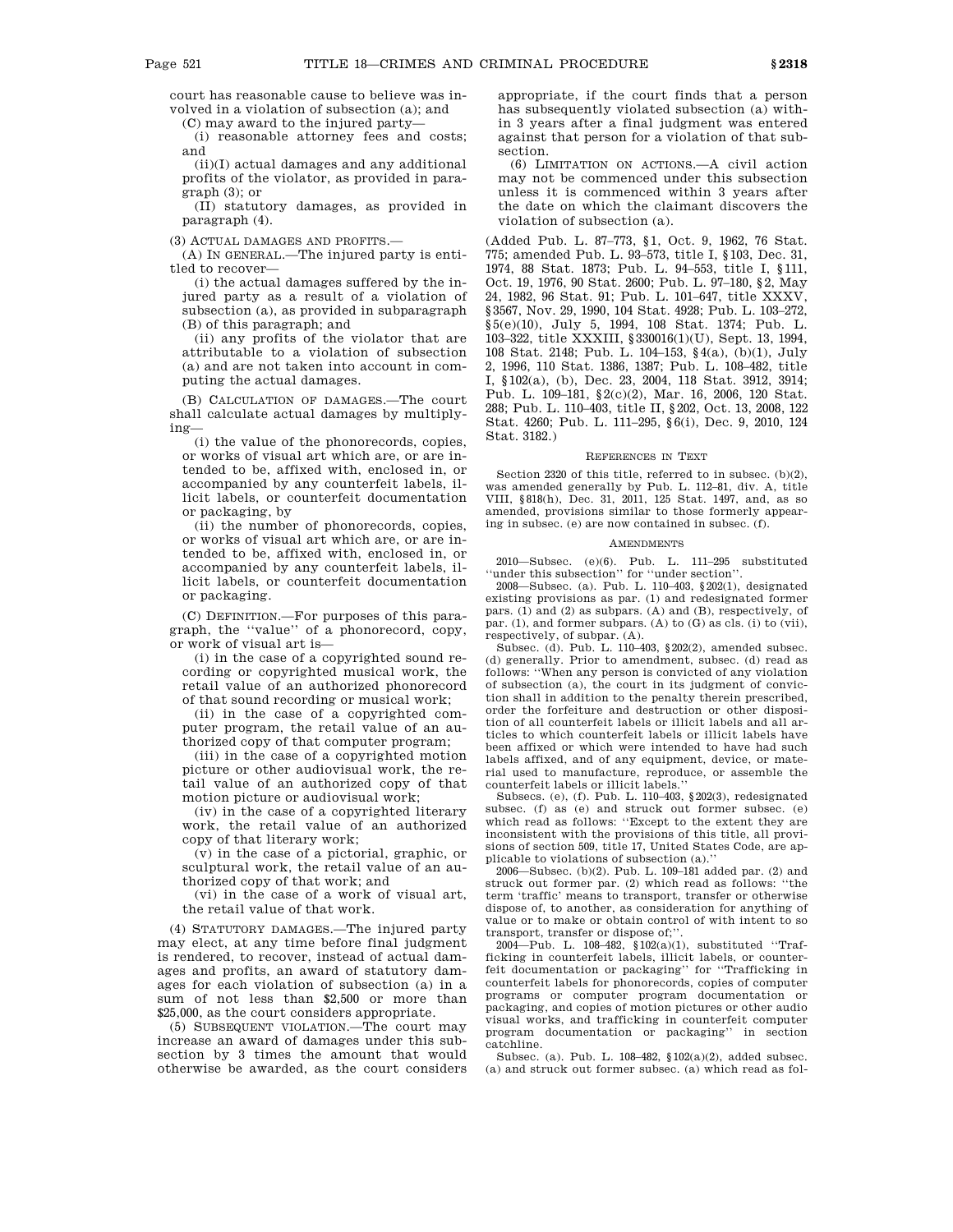court has reasonable cause to believe was involved in a violation of subsection (a); and

(C) may award to the injured party—

(i) reasonable attorney fees and costs; and

(ii)(I) actual damages and any additional profits of the violator, as provided in paragraph (3); or

(II) statutory damages, as provided in paragraph (4).

(3) ACTUAL DAMAGES AND PROFITS.—

(A) IN GENERAL.—The injured party is entitled to recover—

(i) the actual damages suffered by the injured party as a result of a violation of subsection (a), as provided in subparagraph (B) of this paragraph; and

(ii) any profits of the violator that are attributable to a violation of subsection (a) and are not taken into account in computing the actual damages.

(B) CALCULATION OF DAMAGES.—The court shall calculate actual damages by multiplying—

(i) the value of the phonorecords, copies, or works of visual art which are, or are intended to be, affixed with, enclosed in, or accompanied by any counterfeit labels, illicit labels, or counterfeit documentation or packaging, by

(ii) the number of phonorecords, copies, or works of visual art which are, or are intended to be, affixed with, enclosed in, or accompanied by any counterfeit labels, illicit labels, or counterfeit documentation or packaging.

(C) DEFINITION.—For purposes of this paragraph, the "value" of a phonorecord, copy, or work of visual art is—

(i) in the case of a copyrighted sound recording or copyrighted musical work, the retail value of an authorized phonorecord of that sound recording or musical work;

(ii) in the case of a copyrighted computer program, the retail value of an authorized copy of that computer program;

(iii) in the case of a copyrighted motion picture or other audiovisual work, the retail value of an authorized copy of that motion picture or audiovisual work;

(iv) in the case of a copyrighted literary work, the retail value of an authorized copy of that literary work;

(v) in the case of a pictorial, graphic, or sculptural work, the retail value of an authorized copy of that work; and

(vi) in the case of a work of visual art, the retail value of that work.

(4) STATUTORY DAMAGES.—The injured party may elect, at any time before final judgment is rendered, to recover, instead of actual damages and profits, an award of statutory damages for each violation of subsection (a) in a sum of not less than $2,500 or more than $25,000, as the court considers appropriate.

(5) SUBSEQUENT VIOLATION.—The court may increase an award of damages under this subsection by 3 times the amount that would otherwise be awarded, as the court considers appropriate, if the court finds that a person has subsequently violated subsection (a) within 3 years after a final judgment was entered against that person for a violation of that subsection.

(6) LIMITATION ON ACTIONS.—A civil action may not be commenced under this subsection unless it is commenced within 3 years after the date on which the claimant discovers the violation of subsection (a).

(Added Pub. L. 87–773, §1, Oct. 9, 1962, 76 Stat. 775; amended Pub. L. 93–573, title I, §103, Dec. 31, 1974, 88 Stat. 1873; Pub. L. 94–553, title I, §111, Oct. 19, 1976, 90 Stat. 2600; Pub. L. 97–180, §2, May 24, 1982, 96 Stat. 91; Pub. L. 101–647, title XXXV, §3567, Nov. 29, 1990, 104 Stat. 4928; Pub. L. 103–272, §5(e)(10), July 5, 1994, 108 Stat. 1374; Pub. L. 103–322, title XXXIII, §330016(1)(U), Sept. 13, 1994, 108 Stat. 2148; Pub. L. 104–153, §4(a), (b)(1), July 2, 1996, 110 Stat. 1386, 1387; Pub. L. 108–482, title I, §102(a), (b), Dec. 23, 2004, 118 Stat. 3912, 3914; Pub. L. 109–181, §2(c)(2), Mar. 16, 2006, 120 Stat. 288; Pub. L. 110–403, title II, §202, Oct. 13, 2008, 122 Stat. 4260; Pub. L. 111–295, §6(i), Dec. 9, 2010, 124 Stat. 3182.)

## REFERENCES IN TEXT

Section 2320 of this title, referred to in subsec. (b)(2), was amended generally by Pub. L. 112–81, div. A, title VIII, §818(h), Dec. 31, 2011, 125 Stat. 1497, and, as so amended, provisions similar to those formerly appearing in subsec. (e) are now contained in subsec. (f).

## AMENDMENTS

2010—Subsec. (e)(6). Pub. L. 111–295 substituted "under this subsection" for "under section".

2008—Subsec. (a). Pub. L. 110–403, §202(1), designated existing provisions as par. (1) and redesignated former pars. (1) and (2) as subpars. (A) and (B), respectively, of par. (1), and former subpars. (A) to (G) as cls. (i) to (vii), respectively, of subpar. (A).

Subsec. (d). Pub. L. 110–403, §202(2), amended subsec. (d) generally. Prior to amendment, subsec. (d) read as follows: "When any person is convicted of any violation of subsection (a), the court in its judgment of conviction shall in addition to the penalty therein prescribed, order the forfeiture and destruction or other disposition of all counterfeit labels or illicit labels and all articles to which counterfeit labels or illicit labels have been affixed or which were intended to have had such labels affixed, and of any equipment, device, or material used to manufacture, reproduce, or assemble the counterfeit labels or illicit labels."

Subsecs. (e), (f). Pub. L. 110–403, §202(3), redesignated subsec. (f) as (e) and struck out former subsec. (e) which read as follows: "Except to the extent they are inconsistent with the provisions of this title, all provisions of section 509, title 17, United States Code, are applicable to violations of subsection (a)."

2006—Subsec. (b)(2). Pub. L. 109–181 added par. (2) and struck out former par. (2) which read as follows: "the term 'traffic' means to transport, transfer or otherwise dispose of, to another, as consideration for anything of value or to make or obtain control of with intent to so transport, transfer or dispose of;".

2004—Pub. L. 108–482, §102(a)(1), substituted "Trafficking in counterfeit labels, illicit labels, or counterfeit documentation or packaging" for "Trafficking in counterfeit labels for phonorecords, copies of computer programs or computer program documentation or packaging, and copies of motion pictures or other audio visual works, and trafficking in counterfeit computer program documentation or packaging" in section catchline.

Subsec. (a). Pub. L. 108–482, §102(a)(2), added subsec. (a) and struck out former subsec. (a) which read as fol-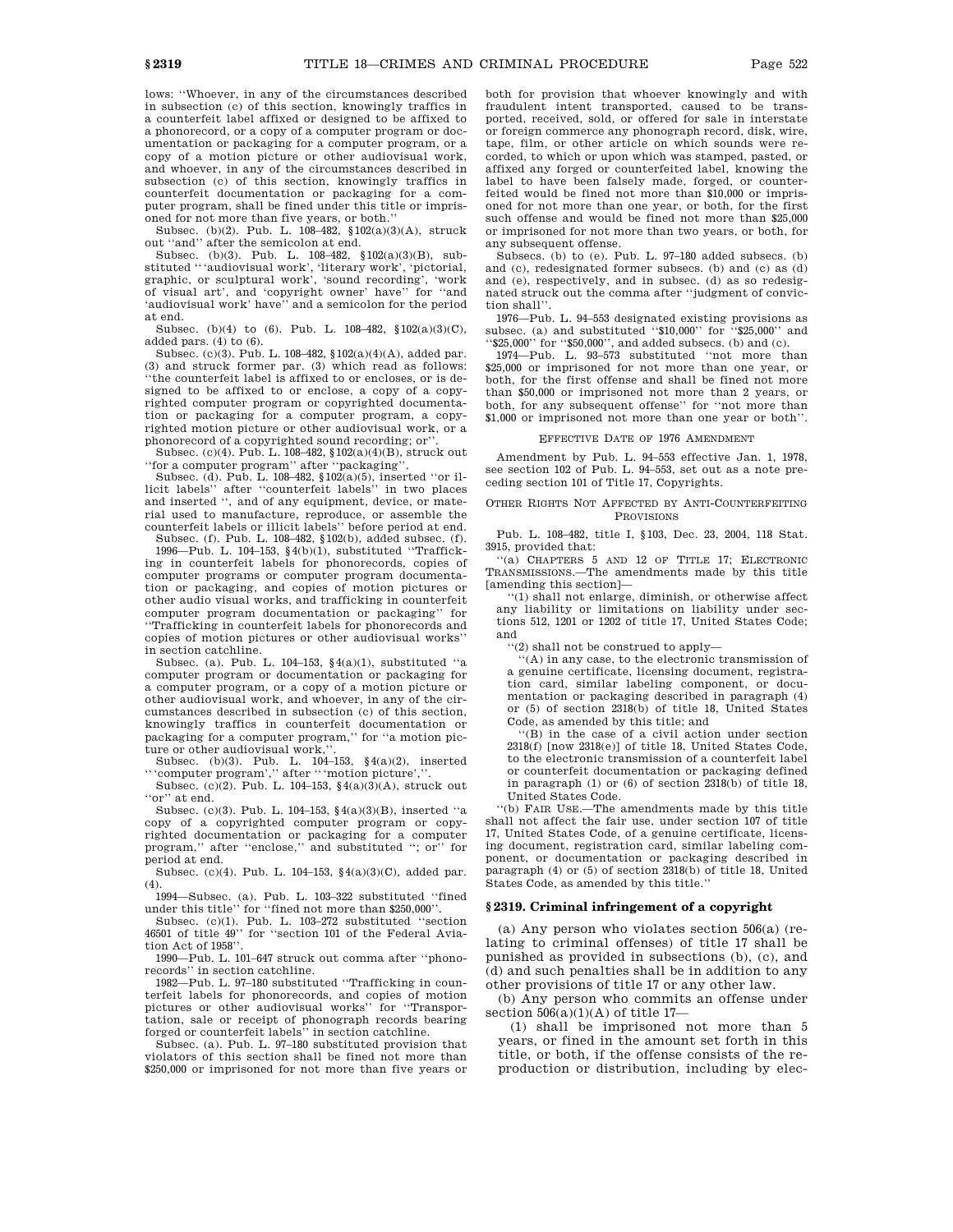lows: ''Whoever, in any of the circumstances described in subsection (c) of this section, knowingly traffics in a counterfeit label affixed or designed to be affixed to a phonorecord, or a copy of a computer program or documentation or packaging for a computer program, or a copy of a motion picture or other audiovisual work, and whoever, in any of the circumstances described in subsection (c) of this section, knowingly traffics in counterfeit documentation or packaging for a computer program, shall be fined under this title or imprisoned for not more than five years, or both.''

Subsec. (b)(2). Pub. L. 108–482, §102(a)(3)(A), struck out ''and'' after the semicolon at end.

Subsec. (b)(3). Pub. L. 108–482, §102(a)(3)(B), substituted '' 'audiovisual work', 'literary work', 'pictorial, graphic, or sculptural work', 'sound recording', 'work of visual art', and 'copyright owner' have'' for ''and 'audiovisual work' have'' and a semicolon for the period at end.

Subsec. (b)(4) to (6). Pub. L. 108–482, §102(a)(3)(C), added pars. (4) to (6).

Subsec. (c)(3). Pub. L. 108–482, §102(a)(4)(A), added par. (3) and struck former par. (3) which read as follows: ''the counterfeit label is affixed to or encloses, or is designed to be affixed to or enclose, a copy of a copyrighted computer program or copyrighted documentation or packaging for a computer program, a copyrighted motion picture or other audiovisual work, or a phonorecord of a copyrighted sound recording; or''.

Subsec. (c)(4). Pub. L. 108–482, §102(a)(4)(B), struck out ''for a computer program'' after ''packaging''.

Subsec. (d). Pub. L. 108–482, §102(a)(5), inserted ''or illicit labels'' after ''counterfeit labels'' in two places and inserted '', and of any equipment, device, or material used to manufacture, reproduce, or assemble the counterfeit labels or illicit labels'' before period at end.

Subsec. (f). Pub. L. 108–482, §102(b), added subsec. (f).

1996—Pub. L. 104–153, §4(b)(1), substituted ''Trafficking in counterfeit labels for phonorecords, copies of computer programs or computer program documentation or packaging, and copies of motion pictures or other audio visual works, and trafficking in counterfeit computer program documentation or packaging'' for ''Trafficking in counterfeit labels for phonorecords and copies of motion pictures or other audiovisual works'' in section catchline.

Subsec. (a). Pub. L. 104–153, §4(a)(1), substituted ''a computer program or documentation or packaging for a computer program, or a copy of a motion picture or other audiovisual work, and whoever, in any of the circumstances described in subsection (c) of this section, knowingly traffics in counterfeit documentation or packaging for a computer program,'' for ''a motion picture or other audiovisual work,''.

Subsec. (b)(3). Pub. L. 104–153, §4(a)(2), inserted '' 'computer program','' after '' 'motion picture',''.

Subsec. (c)(2). Pub. L. 104–153, §4(a)(3)(A), struck out ''or'' at end.

Subsec. (c)(3). Pub. L. 104–153, §4(a)(3)(B), inserted ''a copy of a copyrighted computer program or copyrighted documentation or packaging for a computer program,'' after ''enclose,'' and substituted ''; or'' for period at end.

Subsec. (c)(4). Pub. L. 104–153, §4(a)(3)(C), added par. (4).

1994—Subsec. (a). Pub. L. 103–322 substituted ''fined under this title'' for ''fined not more than $250,000''.

Subsec. (c)(1). Pub. L. 103–272 substituted ''section 46501 of title 49'' for ''section 101 of the Federal Aviation Act of 1958''.

1990—Pub. L. 101–647 struck out comma after ''phonorecords'' in section catchline.

1982—Pub. L. 97–180 substituted ''Trafficking in counterfeit labels for phonorecords, and copies of motion pictures or other audiovisual works'' for ''Transportation, sale or receipt of phonograph records bearing forged or counterfeit labels'' in section catchline.

Subsec. (a). Pub. L. 97–180 substituted provision that violators of this section shall be fined not more than $250,000 or imprisoned for not more than five years or both for provision that whoever knowingly and with fraudulent intent transported, caused to be transported, received, sold, or offered for sale in interstate or foreign commerce any phonograph record, disk, wire, tape, film, or other article on which sounds were recorded, to which or upon which was stamped, pasted, or affixed any forged or counterfeited label, knowing the label to have been falsely made, forged, or counterfeited would be fined not more than $10,000 or imprisoned for not more than one year, or both, for the first such offense and would be fined not more than $25,000 or imprisoned for not more than two years, or both, for any subsequent offense.

Subsecs. (b) to (e). Pub. L. 97–180 added subsecs. (b) and (c), redesignated former subsecs. (b) and (c) as (d) and (e), respectively, and in subsec. (d) as so redesignated struck out the comma after ''judgment of conviction shall''.

1976—Pub. L. 94–553 designated existing provisions as subsec. (a) and substituted ''$10,000'' for ''$25,000'' and ''$25,000'' for ''$50,000'', and added subsecs. (b) and (c).

1974—Pub. L. 93–573 substituted ''not more than $25,000 or imprisoned for not more than one year, or both, for the first offense and shall be fined not more than $50,000 or imprisoned not more than 2 years, or both, for any subsequent offense'' for ''not more than $1,000 or imprisoned not more than one year or both''.

EFFECTIVE DATE OF 1976 AMENDMENT

Amendment by Pub. L. 94–553 effective Jan. 1, 1978, see section 102 of Pub. L. 94–553, set out as a note preceding section 101 of Title 17, Copyrights.

OTHER RIGHTS NOT AFFECTED BY ANTI-COUNTERFEITING PROVISIONS

Pub. L. 108–482, title I, §103, Dec. 23, 2004, 118 Stat. 3915, provided that:

''(a) CHAPTERS 5 AND 12 OF TITLE 17; ELECTRONIC TRANSMISSIONS.—The amendments made by this title [amending this section]—

''(1) shall not enlarge, diminish, or otherwise affect any liability or limitations on liability under sections 512, 1201 or 1202 of title 17, United States Code; and

''(2) shall not be construed to apply—

''(A) in any case, to the electronic transmission of a genuine certificate, licensing document, registration card, similar labeling component, or documentation or packaging described in paragraph (4) or (5) of section 2318(b) of title 18, United States Code, as amended by this title; and

''(B) in the case of a civil action under section 2318(f) [now 2318(e)] of title 18, United States Code, to the electronic transmission of a counterfeit label or counterfeit documentation or packaging defined in paragraph (1) or (6) of section 2318(b) of title 18, United States Code.

''(b) FAIR USE.—The amendments made by this title shall not affect the fair use, under section 107 of title 17, United States Code, of a genuine certificate, licensing document, registration card, similar labeling component, or documentation or packaging described in paragraph (4) or (5) of section 2318(b) of title 18, United States Code, as amended by this title.''

## §2319. Criminal infringement of a copyright

(a) Any person who violates section 506(a) (relating to criminal offenses) of title 17 shall be punished as provided in subsections (b), (c), and (d) and such penalties shall be in addition to any other provisions of title 17 or any other law.

(b) Any person who commits an offense under section 506(a)(1)(A) of title 17—

(1) shall be imprisoned not more than 5 years, or fined in the amount set forth in this title, or both, if the offense consists of the reproduction or distribution, including by elec-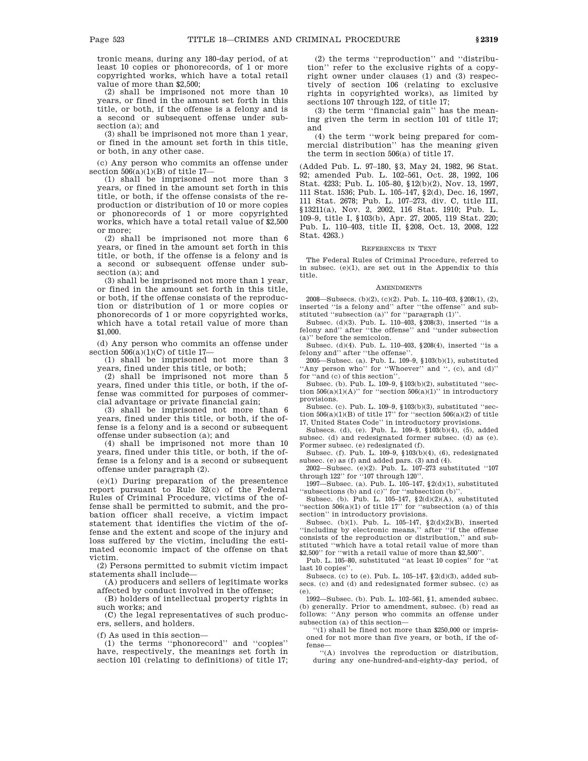tronic means, during any 180-day period, of at least 10 copies or phonorecords, of 1 or more copyrighted works, which have a total retail value of more than $2,500;

(2) shall be imprisoned not more than 10 years, or fined in the amount set forth in this title, or both, if the offense is a felony and is a second or subsequent offense under subsection (a); and

(3) shall be imprisoned not more than 1 year, or fined in the amount set forth in this title, or both, in any other case.

(c) Any person who commits an offense under section 506(a)(1)(B) of title 17—

(1) shall be imprisoned not more than 3 years, or fined in the amount set forth in this title, or both, if the offense consists of the reproduction or distribution of 10 or more copies or phonorecords of 1 or more copyrighted works, which have a total retail value of $2,500 or more;

(2) shall be imprisoned not more than 6 years, or fined in the amount set forth in this title, or both, if the offense is a felony and is a second or subsequent offense under subsection (a); and

(3) shall be imprisoned not more than 1 year, or fined in the amount set forth in this title, or both, if the offense consists of the reproduction or distribution of 1 or more copies or phonorecords of 1 or more copyrighted works, which have a total retail value of more than $1,000.

(d) Any person who commits an offense under section 506(a)(1)(C) of title 17—

(1) shall be imprisoned not more than 3 years, fined under this title, or both;

(2) shall be imprisoned not more than 5 years, fined under this title, or both, if the offense was committed for purposes of commercial advantage or private financial gain;

(3) shall be imprisoned not more than 6 years, fined under this title, or both, if the offense is a felony and is a second or subsequent offense under subsection (a); and

(4) shall be imprisoned not more than 10 years, fined under this title, or both, if the offense is a felony and is a second or subsequent offense under paragraph (2).

(e)(1) During preparation of the presentence report pursuant to Rule 32(c) of the Federal Rules of Criminal Procedure, victims of the offense shall be permitted to submit, and the probation officer shall receive, a victim impact statement that identifies the victim of the offense and the extent and scope of the injury and loss suffered by the victim, including the estimated economic impact of the offense on that victim.

(2) Persons permitted to submit victim impact statements shall include—

(A) producers and sellers of legitimate works affected by conduct involved in the offense;

(B) holders of intellectual property rights in such works; and

(C) the legal representatives of such producers, sellers, and holders.

(f) As used in this section—

(1) the terms "phonorecord" and "copies" have, respectively, the meanings set forth in section 101 (relating to definitions) of title 17;

(2) the terms "reproduction" and "distribution" refer to the exclusive rights of a copyright owner under clauses (1) and (3) respectively of section 106 (relating to exclusive rights in copyrighted works), as limited by sections 107 through 122, of title 17;

(3) the term "financial gain" has the meaning given the term in section 101 of title 17; and

(4) the term "work being prepared for commercial distribution" has the meaning given the term in section 506(a) of title 17.

(Added Pub. L. 97–180, §3, May 24, 1982, 96 Stat. 92; amended Pub. L. 102–561, Oct. 28, 1992, 106 Stat. 4233; Pub. L. 105–80, §12(b)(2), Nov. 13, 1997, 111 Stat. 1536; Pub. L. 105–147, §2(d), Dec. 16, 1997, 111 Stat. 2678; Pub. L. 107–273, div. C, title III, §13211(a), Nov. 2, 2002, 116 Stat. 1910; Pub. L. 109–9, title I, §103(b), Apr. 27, 2005, 119 Stat. 220; Pub. L. 110–403, title II, §208, Oct. 13, 2008, 122 Stat. 4263.)

#### REFERENCES IN TEXT

The Federal Rules of Criminal Procedure, referred to in subsec. (e)(1), are set out in the Appendix to this title.

#### AMENDMENTS

2008—Subsecs. (b)(2), (c)(2). Pub. L. 110–403, §208(1), (2), inserted "is a felony and" after "the offense" and substituted "subsection (a)" for "paragraph (1)".

Subsec. (d)(3). Pub. L. 110–403, §208(3), inserted "is a felony and" after "the offense" and "under subsection (a)" before the semicolon.

Subsec. (d)(4). Pub. L. 110–403, §208(4), inserted "is a felony and" after "the offense".

2005—Subsec. (a). Pub. L. 109–9, §103(b)(1), substituted "Any person who" for "Whoever" and ", (c), and (d)" for "and (c) of this section".

Subsec. (b). Pub. L. 109–9, §103(b)(2), substituted "section 506(a)(1)(A)" for "section 506(a)(1)" in introductory provisions.

Subsec. (c). Pub. L. 109–9, §103(b)(3), substituted "section 506(a)(1)(B) of title 17" for "section 506(a)(2) of title 17, United States Code" in introductory provisions.

Subsecs. (d), (e). Pub. L. 109–9, §103(b)(4), (5), added subsec. (d) and redesignated former subsec. (d) as (e). Former subsec. (e) redesignated (f).

Subsec. (f). Pub. L. 109–9, §103(b)(4), (6), redesignated subsec. (e) as (f) and added pars. (3) and (4).

2002—Subsec. (e)(2). Pub. L. 107–273 substituted "107 through 122" for "107 through 120".

1997—Subsec. (a). Pub. L. 105–147, §2(d)(1), substituted "subsections (b) and (c)" for "subsection (b)".

Subsec. (b). Pub. L. 105–147, §2(d)(2)(A), substituted "section 506(a)(1) of title 17" for "subsection (a) of this section" in introductory provisions.

Subsec. (b)(1). Pub. L. 105–147, §2(d)(2)(B), inserted "including by electronic means," after "if the offense consists of the reproduction or distribution," and substituted "which have a total retail value of more than $2,500" for "with a retail value of more than $2,500".

Pub. L. 105–80, substituted "at least 10 copies" for "at last 10 copies".

Subsecs. (c) to (e). Pub. L. 105–147, §2(d)(3), added subsecs. (c) and (d) and redesignated former subsec. (c) as (e).

1992—Subsec. (b). Pub. L. 102–561, §1, amended subsec. (b) generally. Prior to amendment, subsec. (b) read as follows: "Any person who commits an offense under subsection (a) of this section—

"(1) shall be fined not more than $250,000 or imprisoned for not more than five years, or both, if the offense—

"(A) involves the reproduction or distribution, during any one-hundred-and-eighty-day period, of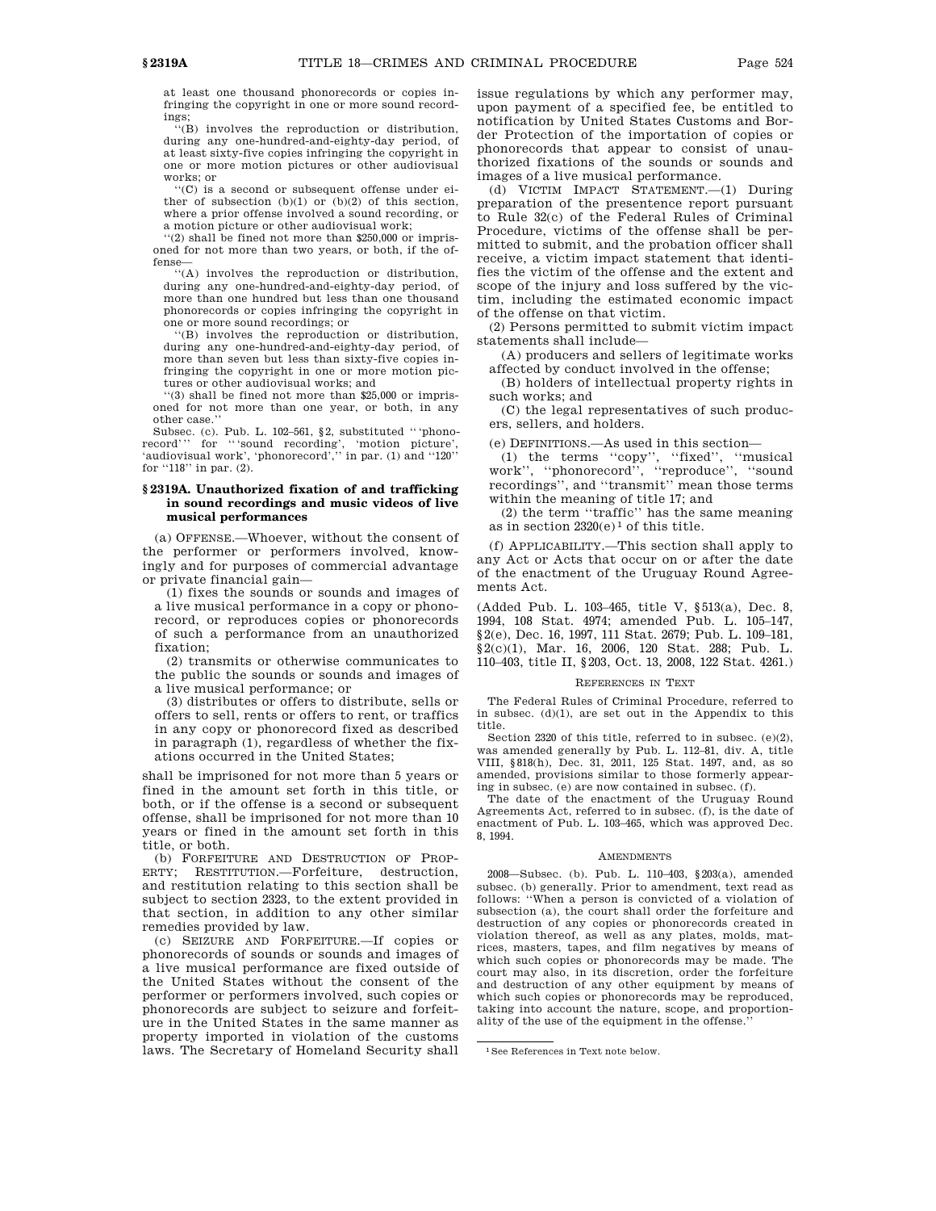at least one thousand phonorecords or copies infringing the copyright in one or more sound recordings;

''(B) involves the reproduction or distribution, during any one-hundred-and-eighty-day period, of at least sixty-five copies infringing the copyright in one or more motion pictures or other audiovisual works; or

''(C) is a second or subsequent offense under either of subsection (b)(1) or (b)(2) of this section, where a prior offense involved a sound recording, or a motion picture or other audiovisual work;

''(2) shall be fined not more than $250,000 or imprisoned for not more than two years, or both, if the offense—

''(A) involves the reproduction or distribution, during any one-hundred-and-eighty-day period, of more than one hundred but less than one thousand phonorecords or copies infringing the copyright in one or more sound recordings; or

''(B) involves the reproduction or distribution, during any one-hundred-and-eighty-day period, of more than seven but less than sixty-five copies infringing the copyright in one or more motion pictures or other audiovisual works; and

''(3) shall be fined not more than $25,000 or imprisoned for not more than one year, or both, in any other case.''

Subsec. (c). Pub. L. 102–561, §2, substituted '' 'phonorecord' '' for '' 'sound recording', 'motion picture', 'audiovisual work', 'phonorecord','' in par. (1) and ''120'' for ''118'' in par. (2).

### §2319A. Unauthorized fixation of and trafficking in sound recordings and music videos of live musical performances

(a) OFFENSE.—Whoever, without the consent of the performer or performers involved, knowingly and for purposes of commercial advantage or private financial gain—

(1) fixes the sounds or sounds and images of a live musical performance in a copy or phonorecord, or reproduces copies or phonorecords of such a performance from an unauthorized fixation;

(2) transmits or otherwise communicates to the public the sounds or sounds and images of a live musical performance; or

(3) distributes or offers to distribute, sells or offers to sell, rents or offers to rent, or traffics in any copy or phonorecord fixed as described in paragraph (1), regardless of whether the fixations occurred in the United States;

shall be imprisoned for not more than 5 years or fined in the amount set forth in this title, or both, or if the offense is a second or subsequent offense, shall be imprisoned for not more than 10 years or fined in the amount set forth in this title, or both.

(b) FORFEITURE AND DESTRUCTION OF PROPERTY; RESTITUTION.—Forfeiture, destruction, and restitution relating to this section shall be subject to section 2323, to the extent provided in that section, in addition to any other similar remedies provided by law.

(c) SEIZURE AND FORFEITURE.—If copies or phonorecords of sounds or sounds and images of a live musical performance are fixed outside of the United States without the consent of the performer or performers involved, such copies or phonorecords are subject to seizure and forfeiture in the United States in the same manner as property imported in violation of the customs laws. The Secretary of Homeland Security shall issue regulations by which any performer may, upon payment of a specified fee, be entitled to notification by United States Customs and Border Protection of the importation of copies or phonorecords that appear to consist of unauthorized fixations of the sounds or sounds and images of a live musical performance.

(d) VICTIM IMPACT STATEMENT.—(1) During preparation of the presentence report pursuant to Rule 32(c) of the Federal Rules of Criminal Procedure, victims of the offense shall be permitted to submit, and the probation officer shall receive, a victim impact statement that identifies the victim of the offense and the extent and scope of the injury and loss suffered by the victim, including the estimated economic impact of the offense on that victim.

(2) Persons permitted to submit victim impact statements shall include—

(A) producers and sellers of legitimate works affected by conduct involved in the offense;

(B) holders of intellectual property rights in such works; and

(C) the legal representatives of such producers, sellers, and holders.

(e) DEFINITIONS.—As used in this section—

(1) the terms ''copy'', ''fixed'', ''musical work'', ''phonorecord'', ''reproduce'', ''sound recordings'', and ''transmit'' mean those terms within the meaning of title 17; and

(2) the term ''traffic'' has the same meaning as in section 2320(e)[1] of this title.

(f) APPLICABILITY.—This section shall apply to any Act or Acts that occur on or after the date of the enactment of the Uruguay Round Agreements Act.

(Added Pub. L. 103–465, title V, §513(a), Dec. 8, 1994, 108 Stat. 4974; amended Pub. L. 105–147, §2(e), Dec. 16, 1997, 111 Stat. 2679; Pub. L. 109–181, §2(c)(1), Mar. 16, 2006, 120 Stat. 288; Pub. L. 110–403, title II, §203, Oct. 13, 2008, 122 Stat. 4261.)

#### REFERENCES IN TEXT

The Federal Rules of Criminal Procedure, referred to in subsec. (d)(1), are set out in the Appendix to this title.

Section 2320 of this title, referred to in subsec. (e)(2), was amended generally by Pub. L. 112–81, div. A, title VIII, §818(h), Dec. 31, 2011, 125 Stat. 1497, and, as so amended, provisions similar to those formerly appearing in subsec. (e) are now contained in subsec. (f).

The date of the enactment of the Uruguay Round Agreements Act, referred to in subsec. (f), is the date of enactment of Pub. L. 103–465, which was approved Dec. 8, 1994.

#### AMENDMENTS

2008—Subsec. (b). Pub. L. 110–403, §203(a), amended subsec. (b) generally. Prior to amendment, text read as follows: ''When a person is convicted of a violation of subsection (a), the court shall order the forfeiture and destruction of any copies or phonorecords created in violation thereof, as well as any plates, molds, matrices, masters, tapes, and film negatives by means of which such copies or phonorecords may be made. The court may also, in its discretion, order the forfeiture and destruction of any other equipment by means of which such copies or phonorecords may be reproduced, taking into account the nature, scope, and proportionality of the use of the equipment in the offense.''

[1] See References in Text note below.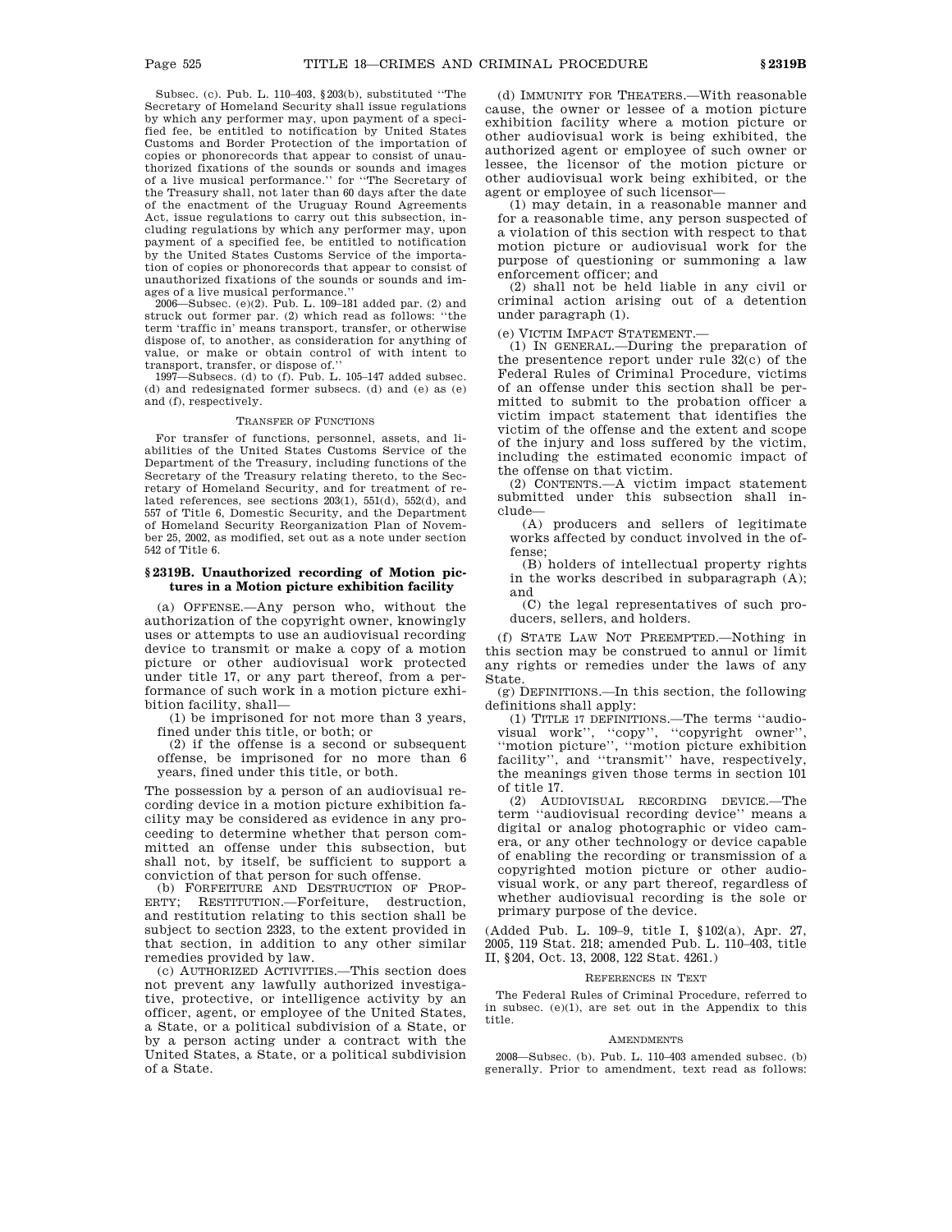Subsec. (c). Pub. L. 110–403, §203(b), substituted ''The Secretary of Homeland Security shall issue regulations by which any performer may, upon payment of a specified fee, be entitled to notification by United States Customs and Border Protection of the importation of copies or phonorecords that appear to consist of unauthorized fixations of the sounds or sounds and images of a live musical performance.'' for ''The Secretary of the Treasury shall, not later than 60 days after the date of the enactment of the Uruguay Round Agreements Act, issue regulations to carry out this subsection, including regulations by which any performer may, upon payment of a specified fee, be entitled to notification by the United States Customs Service of the importation of copies or phonorecords that appear to consist of unauthorized fixations of the sounds or sounds and images of a live musical performance.''

2006—Subsec. (e)(2). Pub. L. 109–181 added par. (2) and struck out former par. (2) which read as follows: ''the term 'traffic in' means transport, transfer, or otherwise dispose of, to another, as consideration for anything of value, or make or obtain control of with intent to transport, transfer, or dispose of.''

1997—Subsecs. (d) to (f). Pub. L. 105–147 added subsec. (d) and redesignated former subsecs. (d) and (e) as (e) and (f), respectively.

TRANSFER OF FUNCTIONS

For transfer of functions, personnel, assets, and liabilities of the United States Customs Service of the Department of the Treasury, including functions of the Secretary of the Treasury relating thereto, to the Secretary of Homeland Security, and for treatment of related references, see sections 203(1), 551(d), 552(d), and 557 of Title 6, Domestic Security, and the Department of Homeland Security Reorganization Plan of November 25, 2002, as modified, set out as a note under section 542 of Title 6.

## §2319B. Unauthorized recording of Motion pictures in a Motion picture exhibition facility

(a) OFFENSE.—Any person who, without the authorization of the copyright owner, knowingly uses or attempts to use an audiovisual recording device to transmit or make a copy of a motion picture or other audiovisual work protected under title 17, or any part thereof, from a performance of such work in a motion picture exhibition facility, shall—

(1) be imprisoned for not more than 3 years, fined under this title, or both; or

(2) if the offense is a second or subsequent offense, be imprisoned for no more than 6 years, fined under this title, or both.

The possession by a person of an audiovisual recording device in a motion picture exhibition facility may be considered as evidence in any proceeding to determine whether that person committed an offense under this subsection, but shall not, by itself, be sufficient to support a conviction of that person for such offense.

(b) FORFEITURE AND DESTRUCTION OF PROPERTY; RESTITUTION.—Forfeiture, destruction, and restitution relating to this section shall be subject to section 2323, to the extent provided in that section, in addition to any other similar remedies provided by law.

(c) AUTHORIZED ACTIVITIES.—This section does not prevent any lawfully authorized investigative, protective, or intelligence activity by an officer, agent, or employee of the United States, a State, or a political subdivision of a State, or by a person acting under a contract with the United States, a State, or a political subdivision of a State.

(d) IMMUNITY FOR THEATERS.—With reasonable cause, the owner or lessee of a motion picture exhibition facility where a motion picture or other audiovisual work is being exhibited, the authorized agent or employee of such owner or lessee, the licensor of the motion picture or other audiovisual work being exhibited, or the agent or employee of such licensor—

(1) may detain, in a reasonable manner and for a reasonable time, any person suspected of a violation of this section with respect to that motion picture or audiovisual work for the purpose of questioning or summoning a law enforcement officer; and

(2) shall not be held liable in any civil or criminal action arising out of a detention under paragraph (1).

(e) VICTIM IMPACT STATEMENT.—

(1) IN GENERAL.—During the preparation of the presentence report under rule 32(c) of the Federal Rules of Criminal Procedure, victims of an offense under this section shall be permitted to submit to the probation officer a victim impact statement that identifies the victim of the offense and the extent and scope of the injury and loss suffered by the victim, including the estimated economic impact of the offense on that victim.

(2) CONTENTS.—A victim impact statement submitted under this subsection shall include—

(A) producers and sellers of legitimate works affected by conduct involved in the offense;

(B) holders of intellectual property rights in the works described in subparagraph (A); and

(C) the legal representatives of such producers, sellers, and holders.

(f) STATE LAW NOT PREEMPTED.—Nothing in this section may be construed to annul or limit any rights or remedies under the laws of any State.

(g) DEFINITIONS.—In this section, the following definitions shall apply:

(1) TITLE 17 DEFINITIONS.—The terms ''audiovisual work'', ''copy'', ''copyright owner'', ''motion picture'', ''motion picture exhibition facility'', and ''transmit'' have, respectively, the meanings given those terms in section 101 of title 17.

(2) AUDIOVISUAL RECORDING DEVICE.—The term ''audiovisual recording device'' means a digital or analog photographic or video camera, or any other technology or device capable of enabling the recording or transmission of a copyrighted motion picture or other audiovisual work, or any part thereof, regardless of whether audiovisual recording is the sole or primary purpose of the device.

(Added Pub. L. 109–9, title I, §102(a), Apr. 27, 2005, 119 Stat. 218; amended Pub. L. 110–403, title II, §204, Oct. 13, 2008, 122 Stat. 4261.)

REFERENCES IN TEXT

The Federal Rules of Criminal Procedure, referred to in subsec. (e)(1), are set out in the Appendix to this title.

AMENDMENTS

2008—Subsec. (b). Pub. L. 110–403 amended subsec. (b) generally. Prior to amendment, text read as follows: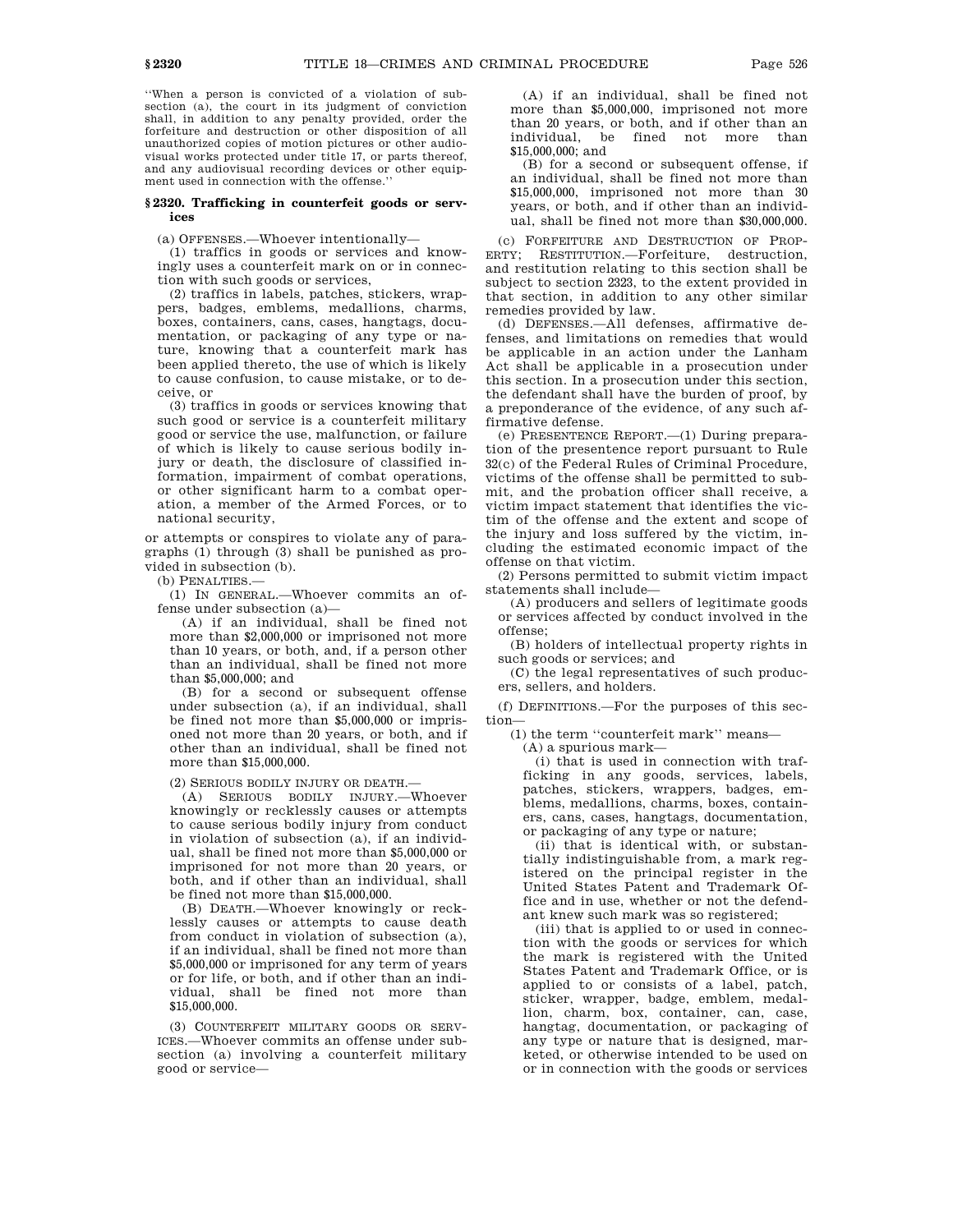"When a person is convicted of a violation of subsection (a), the court in its judgment of conviction shall, in addition to any penalty provided, order the forfeiture and destruction or other disposition of all unauthorized copies of motion pictures or other audiovisual works protected under title 17, or parts thereof, and any audiovisual recording devices or other equipment used in connection with the offense."

### § 2320. Trafficking in counterfeit goods or services

(a) OFFENSES.—Whoever intentionally—

(1) traffics in goods or services and knowingly uses a counterfeit mark on or in connection with such goods or services,

(2) traffics in labels, patches, stickers, wrappers, badges, emblems, medallions, charms, boxes, containers, cans, cases, hangtags, documentation, or packaging of any type or nature, knowing that a counterfeit mark has been applied thereto, the use of which is likely to cause confusion, to cause mistake, or to deceive, or

(3) traffics in goods or services knowing that such good or service is a counterfeit military good or service the use, malfunction, or failure of which is likely to cause serious bodily injury or death, the disclosure of classified information, impairment of combat operations, or other significant harm to a combat operation, a member of the Armed Forces, or to national security,

or attempts or conspires to violate any of paragraphs (1) through (3) shall be punished as provided in subsection (b).

(b) PENALTIES.—

(1) IN GENERAL.—Whoever commits an offense under subsection (a)—

(A) if an individual, shall be fined not more than $2,000,000 or imprisoned not more than 10 years, or both, and, if a person other than an individual, shall be fined not more than $5,000,000; and

(B) for a second or subsequent offense under subsection (a), if an individual, shall be fined not more than $5,000,000 or imprisoned not more than 20 years, or both, and if other than an individual, shall be fined not more than $15,000,000.

(2) SERIOUS BODILY INJURY OR DEATH.—

(A) SERIOUS BODILY INJURY.—Whoever knowingly or recklessly causes or attempts to cause serious bodily injury from conduct in violation of subsection (a), if an individual, shall be fined not more than $5,000,000 or imprisoned for not more than 20 years, or both, and if other than an individual, shall be fined not more than $15,000,000.

(B) DEATH.—Whoever knowingly or recklessly causes or attempts to cause death from conduct in violation of subsection (a), if an individual, shall be fined not more than $5,000,000 or imprisoned for any term of years or for life, or both, and if other than an individual, shall be fined not more than $15,000,000.

(3) COUNTERFEIT MILITARY GOODS OR SERVICES.—Whoever commits an offense under subsection (a) involving a counterfeit military good or service—

(A) if an individual, shall be fined not more than $5,000,000, imprisoned not more than 20 years, or both, and if other than an individual, be fined not more than $15,000,000; and

(B) for a second or subsequent offense, if an individual, shall be fined not more than $15,000,000, imprisoned not more than 30 years, or both, and if other than an individual, shall be fined not more than $30,000,000.

(c) FORFEITURE AND DESTRUCTION OF PROPERTY; RESTITUTION.—Forfeiture, destruction, and restitution relating to this section shall be subject to section 2323, to the extent provided in that section, in addition to any other similar remedies provided by law.

(d) DEFENSES.—All defenses, affirmative defenses, and limitations on remedies that would be applicable in an action under the Lanham Act shall be applicable in a prosecution under this section. In a prosecution under this section, the defendant shall have the burden of proof, by a preponderance of the evidence, of any such affirmative defense.

(e) PRESENTENCE REPORT.—(1) During preparation of the presentence report pursuant to Rule 32(c) of the Federal Rules of Criminal Procedure, victims of the offense shall be permitted to submit, and the probation officer shall receive, a victim impact statement that identifies the victim of the offense and the extent and scope of the injury and loss suffered by the victim, including the estimated economic impact of the offense on that victim.

(2) Persons permitted to submit victim impact statements shall include—

(A) producers and sellers of legitimate goods or services affected by conduct involved in the offense;

(B) holders of intellectual property rights in such goods or services; and

(C) the legal representatives of such producers, sellers, and holders.

(f) DEFINITIONS.—For the purposes of this section—

(1) the term "counterfeit mark" means—

(A) a spurious mark—

(i) that is used in connection with trafficking in any goods, services, labels, patches, stickers, wrappers, badges, emblems, medallions, charms, boxes, containers, cans, cases, hangtags, documentation, or packaging of any type or nature;

(ii) that is identical with, or substantially indistinguishable from, a mark registered on the principal register in the United States Patent and Trademark Office and in use, whether or not the defendant knew such mark was so registered;

(iii) that is applied to or used in connection with the goods or services for which the mark is registered with the United States Patent and Trademark Office, or is applied to or consists of a label, patch, sticker, wrapper, badge, emblem, medallion, charm, box, container, can, case, hangtag, documentation, or packaging of any type or nature that is designed, marketed, or otherwise intended to be used on or in connection with the goods or services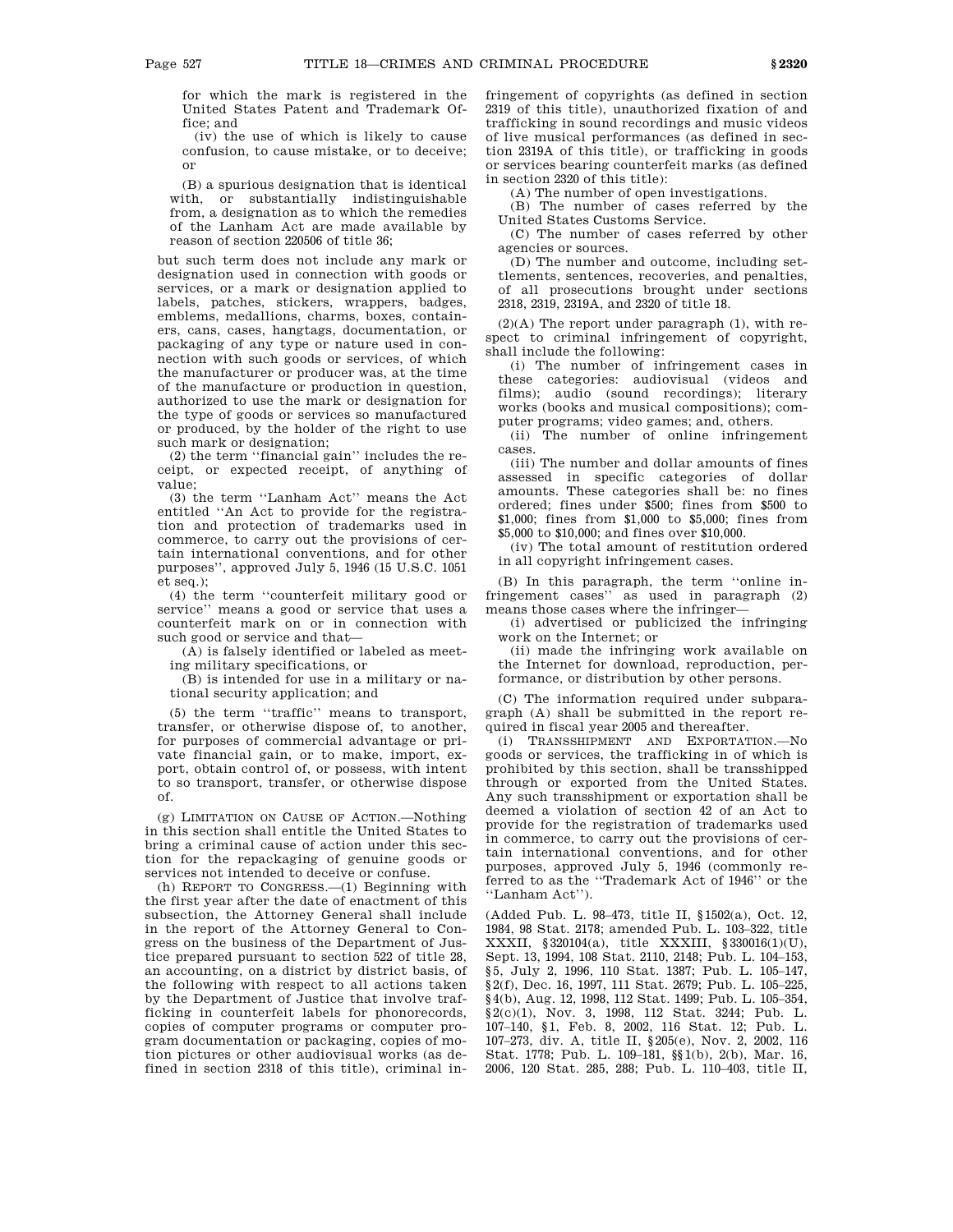for which the mark is registered in the United States Patent and Trademark Office; and

(iv) the use of which is likely to cause confusion, to cause mistake, or to deceive; or

(B) a spurious designation that is identical with, or substantially indistinguishable from, a designation as to which the remedies of the Lanham Act are made available by reason of section 220506 of title 36;

but such term does not include any mark or designation used in connection with goods or services, or a mark or designation applied to labels, patches, stickers, wrappers, badges, emblems, medallions, charms, boxes, containers, cans, cases, hangtags, documentation, or packaging of any type or nature used in connection with such goods or services, of which the manufacturer or producer was, at the time of the manufacture or production in question, authorized to use the mark or designation for the type of goods or services so manufactured or produced, by the holder of the right to use such mark or designation;

(2) the term "financial gain" includes the receipt, or expected receipt, of anything of value;

(3) the term "Lanham Act" means the Act entitled "An Act to provide for the registration and protection of trademarks used in commerce, to carry out the provisions of certain international conventions, and for other purposes", approved July 5, 1946 (15 U.S.C. 1051 et seq.);

(4) the term "counterfeit military good or service" means a good or service that uses a counterfeit mark on or in connection with such good or service and that—

(A) is falsely identified or labeled as meeting military specifications, or

(B) is intended for use in a military or national security application; and

(5) the term "traffic" means to transport, transfer, or otherwise dispose of, to another, for purposes of commercial advantage or private financial gain, or to make, import, export, obtain control of, or possess, with intent to so transport, transfer, or otherwise dispose of.

(g) LIMITATION ON CAUSE OF ACTION.—Nothing in this section shall entitle the United States to bring a criminal cause of action under this section for the repackaging of genuine goods or services not intended to deceive or confuse.

(h) REPORT TO CONGRESS.—(1) Beginning with the first year after the date of enactment of this subsection, the Attorney General shall include in the report of the Attorney General to Congress on the business of the Department of Justice prepared pursuant to section 522 of title 28, an accounting, on a district by district basis, of the following with respect to all actions taken by the Department of Justice that involve trafficking in counterfeit labels for phonorecords, copies of computer programs or computer program documentation or packaging, copies of motion pictures or other audiovisual works (as defined in section 2318 of this title), criminal infringement of copyrights (as defined in section 2319 of this title), unauthorized fixation of and trafficking in sound recordings and music videos of live musical performances (as defined in section 2319A of this title), or trafficking in goods or services bearing counterfeit marks (as defined in section 2320 of this title):

(A) The number of open investigations.

(B) The number of cases referred by the United States Customs Service.

(C) The number of cases referred by other agencies or sources.

(D) The number and outcome, including settlements, sentences, recoveries, and penalties, of all prosecutions brought under sections 2318, 2319, 2319A, and 2320 of title 18.

(2)(A) The report under paragraph (1), with respect to criminal infringement of copyright, shall include the following:

(i) The number of infringement cases in these categories: audiovisual (videos and films); audio (sound recordings); literary works (books and musical compositions); computer programs; video games; and, others.

(ii) The number of online infringement cases.

(iii) The number and dollar amounts of fines assessed in specific categories of dollar amounts. These categories shall be: no fines ordered; fines under $500; fines from $500 to $1,000; fines from $1,000 to $5,000; fines from $5,000 to $10,000; and fines over $10,000.

(iv) The total amount of restitution ordered in all copyright infringement cases.

(B) In this paragraph, the term "online infringement cases" as used in paragraph (2) means those cases where the infringer—

(i) advertised or publicized the infringing work on the Internet; or

(ii) made the infringing work available on the Internet for download, reproduction, performance, or distribution by other persons.

(C) The information required under subparagraph (A) shall be submitted in the report required in fiscal year 2005 and thereafter.

(i) TRANSSHIPMENT AND EXPORTATION.—No goods or services, the trafficking in of which is prohibited by this section, shall be transshipped through or exported from the United States. Any such transshipment or exportation shall be deemed a violation of section 42 of an Act to provide for the registration of trademarks used in commerce, to carry out the provisions of certain international conventions, and for other purposes, approved July 5, 1946 (commonly referred to as the "Trademark Act of 1946" or the "Lanham Act").

(Added Pub. L. 98–473, title II, §1502(a), Oct. 12, 1984, 98 Stat. 2178; amended Pub. L. 103–322, title XXXII, §320104(a), title XXXIII, §330016(1)(U), Sept. 13, 1994, 108 Stat. 2110, 2148; Pub. L. 104–153, §5, July 2, 1996, 110 Stat. 1387; Pub. L. 105–147, §2(f), Dec. 16, 1997, 111 Stat. 2679; Pub. L. 105–225, §4(b), Aug. 12, 1998, 112 Stat. 1499; Pub. L. 105–354, §2(c)(1), Nov. 3, 1998, 112 Stat. 3244; Pub. L. 107–140, §1, Feb. 8, 2002, 116 Stat. 12; Pub. L. 107–273, div. A, title II, §205(e), Nov. 2, 2002, 116 Stat. 1778; Pub. L. 109–181, §§1(b), 2(b), Mar. 16, 2006, 120 Stat. 285, 288; Pub. L. 110–403, title II,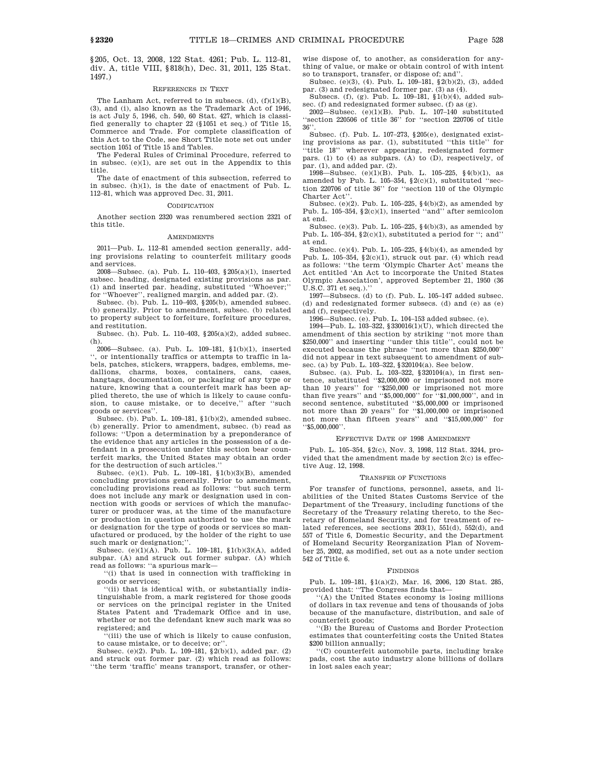§205, Oct. 13, 2008, 122 Stat. 4261; Pub. L. 112–81, div. A, title VIII, §818(h), Dec. 31, 2011, 125 Stat. 1497.)

### REFERENCES IN TEXT

The Lanham Act, referred to in subsecs. (d), (f)(1)(B), (3), and (i), also known as the Trademark Act of 1946, is act July 5, 1946, ch. 540, 60 Stat. 427, which is classified generally to chapter 22 (§1051 et seq.) of Title 15, Commerce and Trade. For complete classification of this Act to the Code, see Short Title note set out under section 1051 of Title 15 and Tables.

The Federal Rules of Criminal Procedure, referred to in subsec. (e)(1), are set out in the Appendix to this title.

The date of enactment of this subsection, referred to in subsec. (h)(1), is the date of enactment of Pub. L. 112–81, which was approved Dec. 31, 2011.

### CODIFICATION

Another section 2320 was renumbered section 2321 of this title.

### AMENDMENTS

2011—Pub. L. 112–81 amended section generally, adding provisions relating to counterfeit military goods and services.

2008—Subsec. (a). Pub. L. 110–403, §205(a)(1), inserted subsec. heading, designated existing provisions as par. (1) and inserted par. heading, substituted "Whoever;" for "Whoever", realigned margin, and added par. (2).

Subsec. (b). Pub. L. 110–403, §205(b), amended subsec. (b) generally. Prior to amendment, subsec. (b) related to property subject to forfeiture, forfeiture procedures, and restitution.

Subsec. (h). Pub. L. 110–403, §205(a)(2), added subsec. (h).

2006—Subsec. (a). Pub. L. 109–181, §1(b)(1), inserted ", or intentionally traffics or attempts to traffic in labels, patches, stickers, wrappers, badges, emblems, medallions, charms, boxes, containers, cans, cases, hangtags, documentation, or packaging of any type or nature, knowing that a counterfeit mark has been applied thereto, the use of which is likely to cause confusion, to cause mistake, or to deceive," after "such goods or services".

Subsec. (b). Pub. L. 109–181, §1(b)(2), amended subsec. (b) generally. Prior to amendment, subsec. (b) read as follows: "Upon a determination by a preponderance of the evidence that any articles in the possession of a defendant in a prosecution under this section bear counterfeit marks, the United States may obtain an order for the destruction of such articles."

Subsec. (e)(1). Pub. L. 109–181, §1(b)(3)(B), amended concluding provisions generally. Prior to amendment, concluding provisions read as follows: "but such term does not include any mark or designation used in connection with goods or services of which the manufacturer or producer was, at the time of the manufacture or production in question authorized to use the mark or designation for the type of goods or services so manufactured or produced, by the holder of the right to use such mark or designation;".

Subsec. (e)(1)(A). Pub. L. 109–181, §1(b)(3)(A), added subpar. (A) and struck out former subpar. (A) which read as follows: "a spurious mark—

"(i) that is used in connection with trafficking in goods or services;

"(ii) that is identical with, or substantially indistinguishable from, a mark registered for those goods or services on the principal register in the United States Patent and Trademark Office and in use, whether or not the defendant knew such mark was so registered; and

"(iii) the use of which is likely to cause confusion, to cause mistake, or to deceive; or".

Subsec. (e)(2). Pub. L. 109–181, §2(b)(1), added par. (2) and struck out former par. (2) which read as follows: "the term 'traffic' means transport, transfer, or otherwise dispose of, to another, as consideration for anything of value, or make or obtain control of with intent so to transport, transfer, or dispose of; and".

Subsec. (e)(3), (4). Pub. L. 109–181, §2(b)(2), (3), added par. (3) and redesignated former par. (3) as (4).

Subsecs. (f), (g). Pub. L. 109–181, §1(b)(4), added subsec. (f) and redesignated former subsec. (f) as (g).

2002—Subsec. (e)(1)(B). Pub. L. 107–140 substituted "section 220506 of title 36" for "section 220706 of title 36".

Subsec. (f). Pub. L. 107–273, §205(e), designated existing provisions as par. (1), substituted "this title" for "title 18" wherever appearing, redesignated former pars. (1) to (4) as subpars. (A) to (D), respectively, of par. (1), and added par. (2).

1998—Subsec. (e)(1)(B). Pub. L. 105–225, §4(b)(1), as amended by Pub. L. 105–354, §2(c)(1), substituted "section 220706 of title 36" for "section 110 of the Olympic Charter Act".

Subsec. (e)(2). Pub. L. 105–225, §4(b)(2), as amended by Pub. L. 105–354, §2(c)(1), inserted "and" after semicolon at end.

Subsec. (e)(3). Pub. L. 105–225, §4(b)(3), as amended by Pub. L. 105–354, §2(c)(1), substituted a period for "; and" at end.

Subsec. (e)(4). Pub. L. 105–225, §4(b)(4), as amended by Pub. L. 105–354, §2(c)(1), struck out par. (4) which read as follows: "the term 'Olympic Charter Act' means the Act entitled 'An Act to incorporate the United States Olympic Association', approved September 21, 1950 (36 U.S.C. 371 et seq.)."

1997—Subsecs. (d) to (f). Pub. L. 105–147 added subsec. (d) and redesignated former subsecs. (d) and (e) as (e) and (f), respectively.

1996—Subsec. (e). Pub. L. 104–153 added subsec. (e).

1994—Pub. L. 103–322, §330016(1)(U), which directed the amendment of this section by striking "not more than $250,000" and inserting "under this title", could not be executed because the phrase "not more than $250,000" did not appear in text subsequent to amendment of subsec. (a) by Pub. L. 103–322, §320104(a). See below.

Subsec. (a). Pub. L. 103–322, §320104(a), in first sentence, substituted "$2,000,000 or imprisoned not more than 10 years" for "$250,000 or imprisoned not more than five years" and "$5,000,000" for "$1,000,000", and in second sentence, substituted "$5,000,000 or imprisoned not more than 20 years" for "$1,000,000 or imprisoned not more than fifteen years" and "$15,000,000" for "$5,000,000".

### EFFECTIVE DATE OF 1998 AMENDMENT

Pub. L. 105–354, §2(c), Nov. 3, 1998, 112 Stat. 3244, provided that the amendment made by section 2(c) is effective Aug. 12, 1998.

### TRANSFER OF FUNCTIONS

For transfer of functions, personnel, assets, and liabilities of the United States Customs Service of the Department of the Treasury, including functions of the Secretary of the Treasury relating thereto, to the Secretary of Homeland Security, and for treatment of related references, see sections 203(1), 551(d), 552(d), and 557 of Title 6, Domestic Security, and the Department of Homeland Security Reorganization Plan of November 25, 2002, as modified, set out as a note under section 542 of Title 6.

### FINDINGS

Pub. L. 109–181, §1(a)(2), Mar. 16, 2006, 120 Stat. 285, provided that: "The Congress finds that—

"(A) the United States economy is losing millions of dollars in tax revenue and tens of thousands of jobs because of the manufacture, distribution, and sale of counterfeit goods;

"(B) the Bureau of Customs and Border Protection estimates that counterfeiting costs the United States $200 billion annually;

"(C) counterfeit automobile parts, including brake pads, cost the auto industry alone billions of dollars in lost sales each year;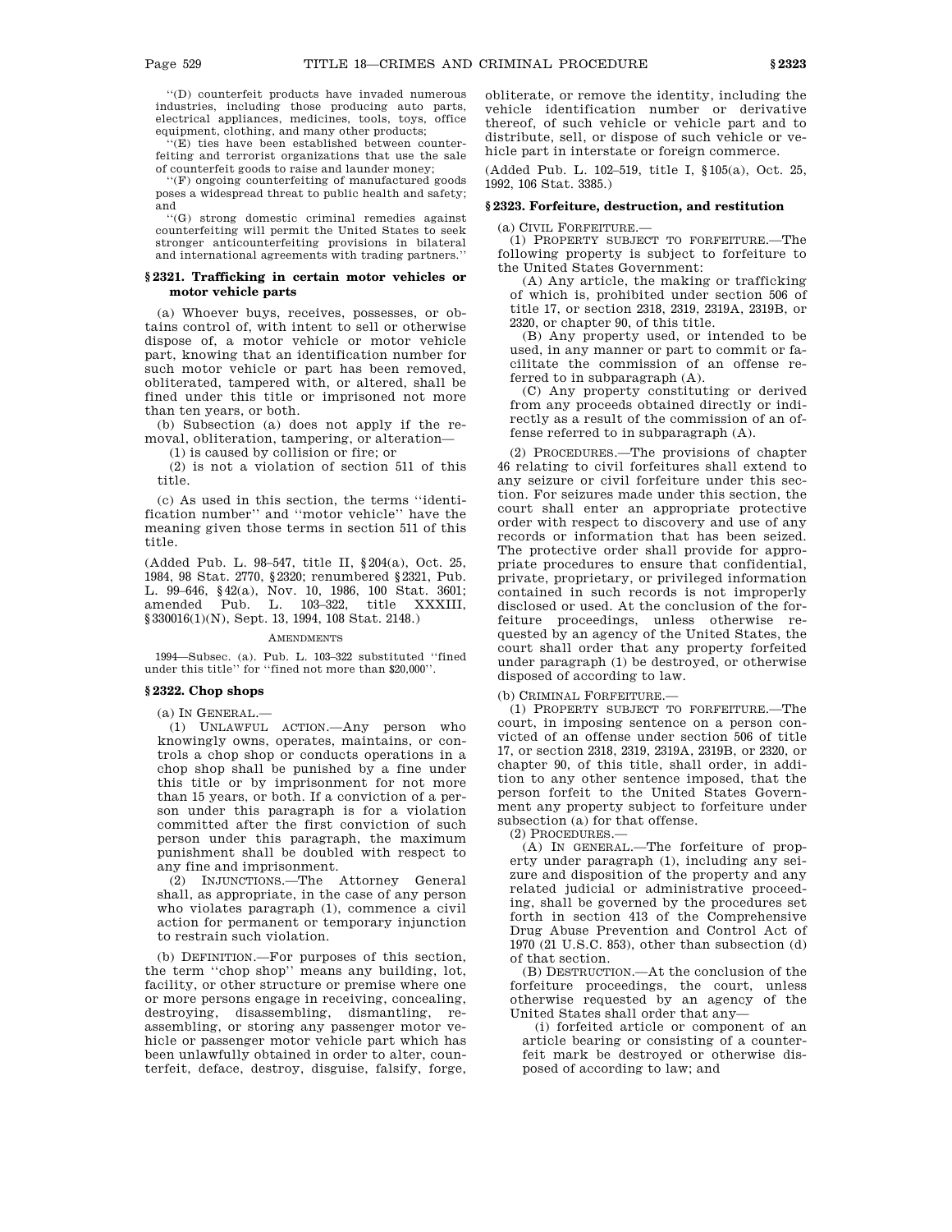"(D) counterfeit products have invaded numerous industries, including those producing auto parts, electrical appliances, medicines, tools, toys, office equipment, clothing, and many other products;

"(E) ties have been established between counterfeiting and terrorist organizations that use the sale of counterfeit goods to raise and launder money;

"(F) ongoing counterfeiting of manufactured goods poses a widespread threat to public health and safety; and

"(G) strong domestic criminal remedies against counterfeiting will permit the United States to seek stronger anticounterfeiting provisions in bilateral and international agreements with trading partners."

### § 2321. Trafficking in certain motor vehicles or motor vehicle parts

(a) Whoever buys, receives, possesses, or obtains control of, with intent to sell or otherwise dispose of, a motor vehicle or motor vehicle part, knowing that an identification number for such motor vehicle or part has been removed, obliterated, tampered with, or altered, shall be fined under this title or imprisoned not more than ten years, or both.

(b) Subsection (a) does not apply if the removal, obliteration, tampering, or alteration—

(1) is caused by collision or fire; or

(2) is not a violation of section 511 of this title.

(c) As used in this section, the terms "identification number" and "motor vehicle" have the meaning given those terms in section 511 of this title.

(Added Pub. L. 98–547, title II, §204(a), Oct. 25, 1984, 98 Stat. 2770, §2320; renumbered §2321, Pub. L. 99–646, §42(a), Nov. 10, 1986, 100 Stat. 3601; amended Pub. L. 103–322, title XXXIII, §330016(1)(N), Sept. 13, 1994, 108 Stat. 2148.)

AMENDMENTS

1994—Subsec. (a). Pub. L. 103–322 substituted "fined under this title" for "fined not more than $20,000".

### § 2322. Chop shops

(a) IN GENERAL.—

(1) UNLAWFUL ACTION.—Any person who knowingly owns, operates, maintains, or controls a chop shop or conducts operations in a chop shop shall be punished by a fine under this title or by imprisonment for not more than 15 years, or both. If a conviction of a person under this paragraph is for a violation committed after the first conviction of such person under this paragraph, the maximum punishment shall be doubled with respect to any fine and imprisonment.

(2) INJUNCTIONS.—The Attorney General shall, as appropriate, in the case of any person who violates paragraph (1), commence a civil action for permanent or temporary injunction to restrain such violation.

(b) DEFINITION.—For purposes of this section, the term "chop shop" means any building, lot, facility, or other structure or premise where one or more persons engage in receiving, concealing, destroying, disassembling, dismantling, reassembling, or storing any passenger motor vehicle or passenger motor vehicle part which has been unlawfully obtained in order to alter, counterfeit, deface, destroy, disguise, falsify, forge, obliterate, or remove the identity, including the vehicle identification number or derivative thereof, of such vehicle or vehicle part and to distribute, sell, or dispose of such vehicle or vehicle part in interstate or foreign commerce.

(Added Pub. L. 102–519, title I, §105(a), Oct. 25, 1992, 106 Stat. 3385.)

### § 2323. Forfeiture, destruction, and restitution

(a) CIVIL FORFEITURE.—

(1) PROPERTY SUBJECT TO FORFEITURE.—The following property is subject to forfeiture to the United States Government:

(A) Any article, the making or trafficking of which is, prohibited under section 506 of title 17, or section 2318, 2319, 2319A, 2319B, or 2320, or chapter 90, of this title.

(B) Any property used, or intended to be used, in any manner or part to commit or facilitate the commission of an offense referred to in subparagraph (A).

(C) Any property constituting or derived from any proceeds obtained directly or indirectly as a result of the commission of an offense referred to in subparagraph (A).

(2) PROCEDURES.—The provisions of chapter 46 relating to civil forfeitures shall extend to any seizure or civil forfeiture under this section. For seizures made under this section, the court shall enter an appropriate protective order with respect to discovery and use of any records or information that has been seized. The protective order shall provide for appropriate procedures to ensure that confidential, private, proprietary, or privileged information contained in such records is not improperly disclosed or used. At the conclusion of the forfeiture proceedings, unless otherwise requested by an agency of the United States, the court shall order that any property forfeited under paragraph (1) be destroyed, or otherwise disposed of according to law.

(b) CRIMINAL FORFEITURE.—

(1) PROPERTY SUBJECT TO FORFEITURE.—The court, in imposing sentence on a person convicted of an offense under section 506 of title 17, or section 2318, 2319, 2319A, 2319B, or 2320, or chapter 90, of this title, shall order, in addition to any other sentence imposed, that the person forfeit to the United States Government any property subject to forfeiture under subsection (a) for that offense.

(2) PROCEDURES.—

(A) IN GENERAL.—The forfeiture of property under paragraph (1), including any seizure and disposition of the property and any related judicial or administrative proceeding, shall be governed by the procedures set forth in section 413 of the Comprehensive Drug Abuse Prevention and Control Act of 1970 (21 U.S.C. 853), other than subsection (d) of that section.

(B) DESTRUCTION.—At the conclusion of the forfeiture proceedings, the court, unless otherwise requested by an agency of the United States shall order that any—

(i) forfeited article or component of an article bearing or consisting of a counterfeit mark be destroyed or otherwise disposed of according to law; and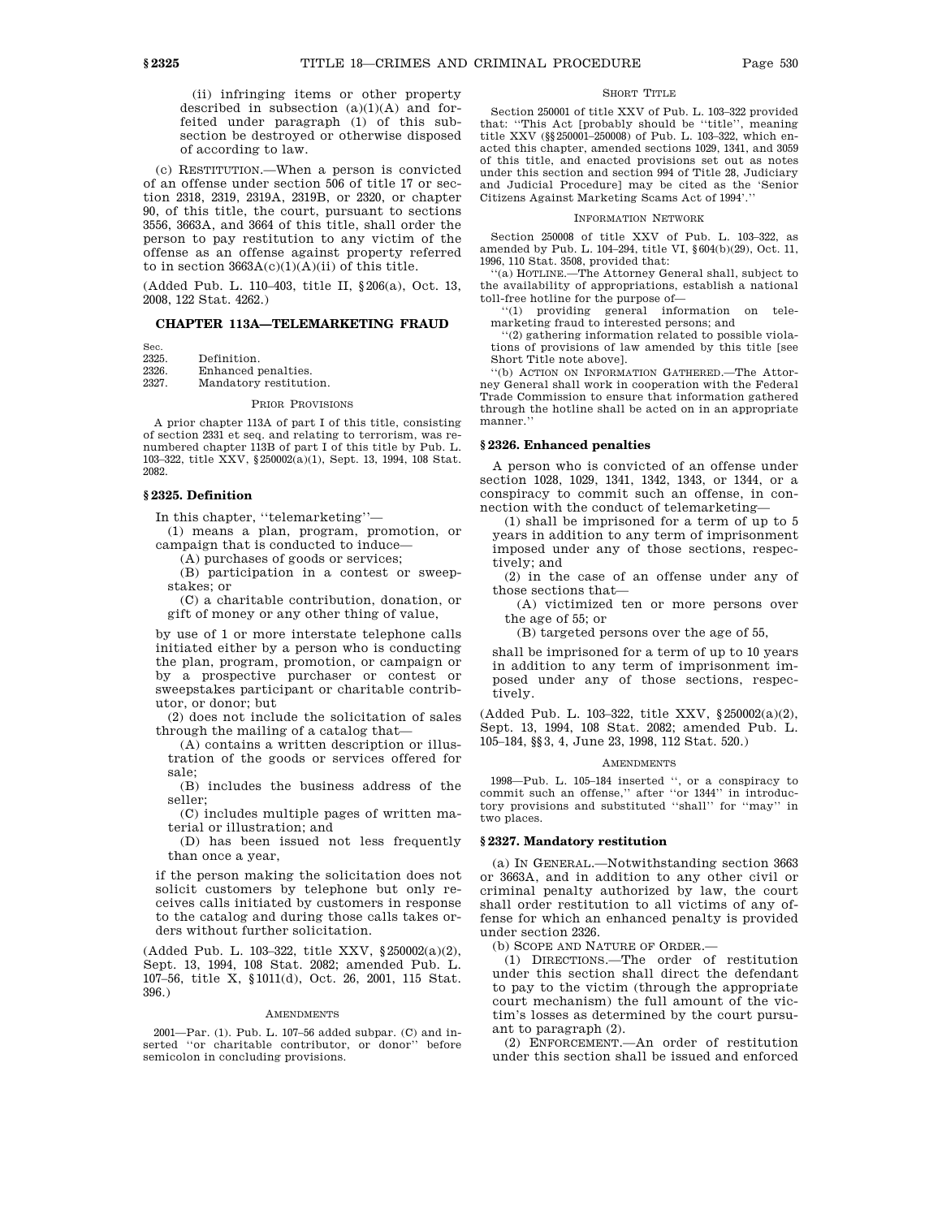(ii) infringing items or other property described in subsection (a)(1)(A) and forfeited under paragraph (1) of this subsection be destroyed or otherwise disposed of according to law.

(c) RESTITUTION.—When a person is convicted of an offense under section 506 of title 17 or section 2318, 2319, 2319A, 2319B, or 2320, or chapter 90, of this title, the court, pursuant to sections 3556, 3663A, and 3664 of this title, shall order the person to pay restitution to any victim of the offense as an offense against property referred to in section 3663A(c)(1)(A)(ii) of this title.

(Added Pub. L. 110–403, title II, §206(a), Oct. 13, 2008, 122 Stat. 4262.)

## CHAPTER 113A—TELEMARKETING FRAUD

| Sec. | |
|---|---|
| 2325. | Definition. |
| 2326. | Enhanced penalties. |
| 2327. | Mandatory restitution. |

PRIOR PROVISIONS

A prior chapter 113A of part I of this title, consisting of section 2331 et seq. and relating to terrorism, was renumbered chapter 113B of part I of this title by Pub. L. 103–322, title XXV, §250002(a)(1), Sept. 13, 1994, 108 Stat. 2082.

### §2325. Definition

In this chapter, "telemarketing"—

(1) means a plan, program, promotion, or campaign that is conducted to induce—

(A) purchases of goods or services;

(B) participation in a contest or sweepstakes; or

(C) a charitable contribution, donation, or gift of money or any other thing of value,

by use of 1 or more interstate telephone calls initiated either by a person who is conducting the plan, program, promotion, or campaign or by a prospective purchaser or contest or sweepstakes participant or charitable contributor, or donor; but

(2) does not include the solicitation of sales through the mailing of a catalog that—

(A) contains a written description or illustration of the goods or services offered for sale;

(B) includes the business address of the seller;

(C) includes multiple pages of written material or illustration; and

(D) has been issued not less frequently than once a year,

if the person making the solicitation does not solicit customers by telephone but only receives calls initiated by customers in response to the catalog and during those calls takes orders without further solicitation.

(Added Pub. L. 103–322, title XXV, §250002(a)(2), Sept. 13, 1994, 108 Stat. 2082; amended Pub. L. 107–56, title X, §1011(d), Oct. 26, 2001, 115 Stat. 396.)

AMENDMENTS

2001—Par. (1). Pub. L. 107–56 added subpar. (C) and inserted "or charitable contributor, or donor" before semicolon in concluding provisions.

SHORT TITLE

Section 250001 of title XXV of Pub. L. 103–322 provided that: "This Act [probably should be "title", meaning title XXV (§§250001–250008) of Pub. L. 103–322, which enacted this chapter, amended sections 1029, 1341, and 3059 of this title, and enacted provisions set out as notes under this section and section 994 of Title 28, Judiciary and Judicial Procedure] may be cited as the 'Senior Citizens Against Marketing Scams Act of 1994'."

INFORMATION NETWORK

Section 250008 of title XXV of Pub. L. 103–322, as amended by Pub. L. 104–294, title VI, §604(b)(29), Oct. 11, 1996, 110 Stat. 3508, provided that:

"(a) HOTLINE.—The Attorney General shall, subject to the availability of appropriations, establish a national toll-free hotline for the purpose of—

"(1) providing general information on telemarketing fraud to interested persons; and

"(2) gathering information related to possible violations of provisions of law amended by this title [see Short Title note above].

"(b) ACTION ON INFORMATION GATHERED.—The Attorney General shall work in cooperation with the Federal Trade Commission to ensure that information gathered through the hotline shall be acted on in an appropriate manner."

### §2326. Enhanced penalties

A person who is convicted of an offense under section 1028, 1029, 1341, 1342, 1343, or 1344, or a conspiracy to commit such an offense, in connection with the conduct of telemarketing—

(1) shall be imprisoned for a term of up to 5 years in addition to any term of imprisonment imposed under any of those sections, respectively; and

(2) in the case of an offense under any of those sections that—

(A) victimized ten or more persons over the age of 55; or

(B) targeted persons over the age of 55,

shall be imprisoned for a term of up to 10 years in addition to any term of imprisonment imposed under any of those sections, respectively.

(Added Pub. L. 103–322, title XXV, §250002(a)(2), Sept. 13, 1994, 108 Stat. 2082; amended Pub. L. 105–184, §§3, 4, June 23, 1998, 112 Stat. 520.)

AMENDMENTS

1998—Pub. L. 105–184 inserted ", or a conspiracy to commit such an offense," after "or 1344" in introductory provisions and substituted "shall" for "may" in two places.

### §2327. Mandatory restitution

(a) IN GENERAL.—Notwithstanding section 3663 or 3663A, and in addition to any other civil or criminal penalty authorized by law, the court shall order restitution to all victims of any offense for which an enhanced penalty is provided under section 2326.

(b) SCOPE AND NATURE OF ORDER.—

(1) DIRECTIONS.—The order of restitution under this section shall direct the defendant to pay to the victim (through the appropriate court mechanism) the full amount of the victim's losses as determined by the court pursuant to paragraph (2).

(2) ENFORCEMENT.—An order of restitution under this section shall be issued and enforced